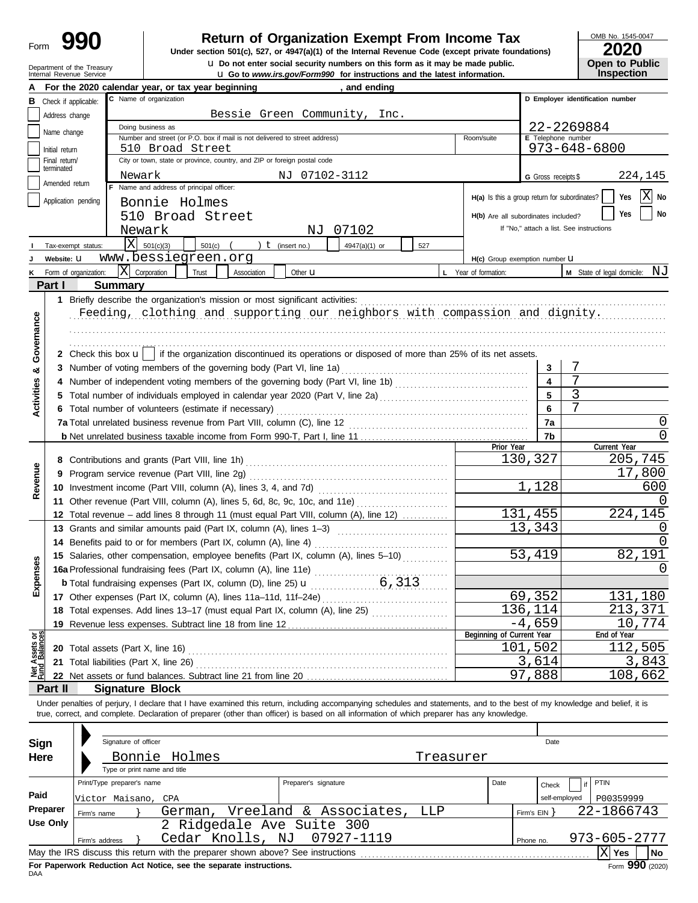Form **990**

# Return of Organization Exempt From Income Tax

**Under section 501(c), 527, or 4947(a)(1) of the Internal Revenue Code (except private foundations)**

u **Do not enter social security numbers on this form as it may be made public.**

u **Go to *www.irs.gov/Form990* for instructions and the latest information.**

Department of the Treasury
Internal Revenue Service

OMB No. 1545-0047

**2020**

**Open to Public Inspection**

**A** For the 2020 calendar year, or tax year beginning , and ending

**B** Check if applicable:
- Address change
- Name change
- Initial return
- Final return/terminated
- Amended return
- Application pending

**C** Name of organization: Bessie Green Community, Inc.

Doing business as

Number and street (or P.O. box if mail is not delivered to street address): 510 Broad Street — Room/suite

City or town, state or province, country, and ZIP or foreign postal code: Newark NJ 07102-3112

**D** Employer identification number: 22-2269884

**E** Telephone number: 973-648-6800

**G** Gross receipts $ 224,145

**F** Name and address of principal officer: Bonnie Holmes, 510 Broad Street, Newark NJ 07102

**H(a)** Is this a group return for subordinates? Yes [ ] No [X]

**H(b)** Are all subordinates included? Yes [ ] No [ ]
If "No," attach a list. See instructions

**I** Tax-exempt status: [X] 501(c)(3) [ ] 501(c) ( ) t (insert no.) [ ] 4947(a)(1) or [ ] 527

**J** Website: u www.bessiegreen.org

**H(c)** Group exemption number u

**K** Form of organization: [X] Corporation [ ] Trust [ ] Association [ ] Other u

**L** Year of formation:

**M** State of legal domicile: NJ

## Part I Summary

**Activities & Governance**

1 Briefly describe the organization's mission or most significant activities:
Feeding, clothing and supporting our neighbors with compassion and dignity.

2 Check this box u [ ] if the organization discontinued its operations or disposed of more than 25% of its net assets.

| | | | |
|---|---|---|---|
| 3 | Number of voting members of the governing body (Part VI, line 1a) | 3 | 7 |
| 4 | Number of independent voting members of the governing body (Part VI, line 1b) | 4 | 7 |
| 5 | Total number of individuals employed in calendar year 2020 (Part V, line 2a) | 5 | 3 |
| 6 | Total number of volunteers (estimate if necessary) | 6 | 7 |
| 7a | Total unrelated business revenue from Part VIII, column (C), line 12 | 7a | 0 |
| b | Net unrelated business taxable income from Form 990-T, Part I, line 11 | 7b | 0 |

| | | | Prior Year | Current Year |
|---|---|---|---|---|
| **Revenue** | 8 | Contributions and grants (Part VIII, line 1h) | 130,327 | 205,745 |
| | 9 | Program service revenue (Part VIII, line 2g) | | 17,800 |
| | 10 | Investment income (Part VIII, column (A), lines 3, 4, and 7d) | 1,128 | 600 |
| | 11 | Other revenue (Part VIII, column (A), lines 5, 6d, 8c, 9c, 10c, and 11e) | | 0 |
| | 12 | Total revenue – add lines 8 through 11 (must equal Part VIII, column (A), line 12) | 131,455 | 224,145 |
| **Expenses** | 13 | Grants and similar amounts paid (Part IX, column (A), lines 1–3) | 13,343 | 0 |
| | 14 | Benefits paid to or for members (Part IX, column (A), line 4) | | 0 |
| | 15 | Salaries, other compensation, employee benefits (Part IX, column (A), lines 5–10) | 53,419 | 82,191 |
| | 16a | Professional fundraising fees (Part IX, column (A), line 11e) | | 0 |
| | b | Total fundraising expenses (Part IX, column (D), line 25) u 6,313 | | |
| | 17 | Other expenses (Part IX, column (A), lines 11a–11d, 11f–24e) | 69,352 | 131,180 |
| | 18 | Total expenses. Add lines 13–17 (must equal Part IX, column (A), line 25) | 136,114 | 213,371 |
| | 19 | Revenue less expenses. Subtract line 18 from line 12 | -4,659 | 10,774 |
| | | | **Beginning of Current Year** | **End of Year** |
| **Net Assets or Fund Balances** | 20 | Total assets (Part X, line 16) | 101,502 | 112,505 |
| | 21 | Total liabilities (Part X, line 26) | 3,614 | 3,843 |
| | 22 | Net assets or fund balances. Subtract line 21 from line 20 | 97,888 | 108,662 |

## Part II Signature Block

Under penalties of perjury, I declare that I have examined this return, including accompanying schedules and statements, and to the best of my knowledge and belief, it is true, correct, and complete. Declaration of preparer (other than officer) is based on all information of which preparer has any knowledge.

**Sign Here**

Signature of officer — Date

Bonnie Holmes — Treasurer
Type or print name and title

**Paid Preparer Use Only**

| Print/Type preparer's name | Preparer's signature | Date | Check [ ] if self-employed | PTIN |
|---|---|---|---|---|
| Victor Maisano, CPA | | | | P00359999 |

Firm's name } German, Vreeland & Associates, LLP — Firm's EIN } 22-1866743

Firm's address } 2 Ridgedale Ave Suite 300, Cedar Knolls, NJ 07927-1119 — Phone no. 973-605-2777

May the IRS discuss this return with the preparer shown above? See instructions [X] Yes [ ] No

**For Paperwork Reduction Act Notice, see the separate instructions.**

DAA

Form **990** (2020)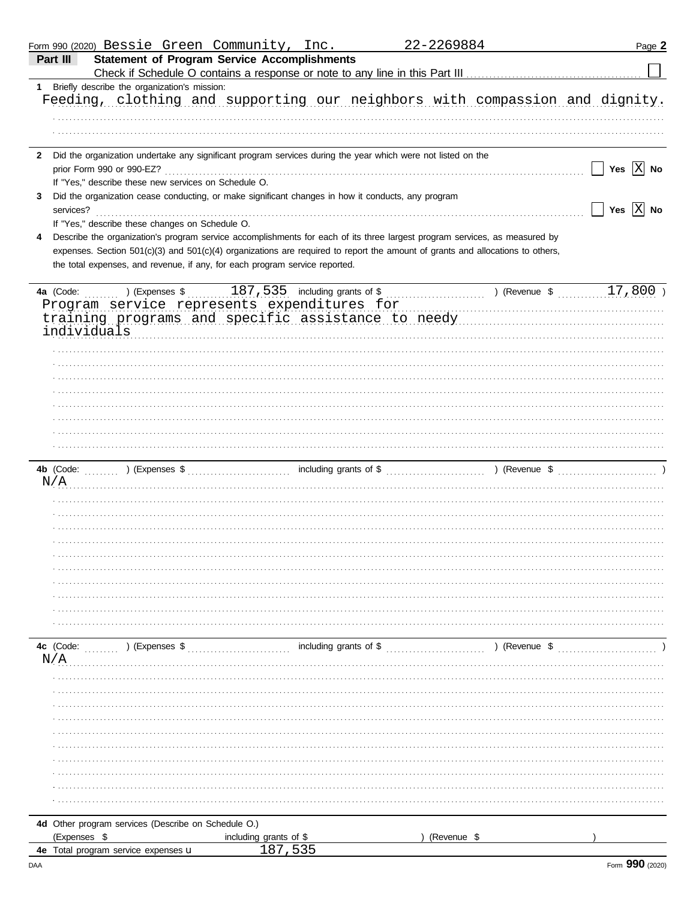Form 990 (2020) Bessie Green Community, Inc. 22-2269884 Page **2**

## Part III Statement of Program Service Accomplishments

Check if Schedule O contains a response or note to any line in this Part III ☐

**1** Briefly describe the organization's mission:

Feeding, clothing and supporting our neighbors with compassion and dignity.

**2** Did the organization undertake any significant program services during the year which were not listed on the prior Form 990 or 990-EZ? ☐ Yes ☒ No

If "Yes," describe these new services on Schedule O.

**3** Did the organization cease conducting, or make significant changes in how it conducts, any program services? ☐ Yes ☒ No

If "Yes," describe these changes on Schedule O.

**4** Describe the organization's program service accomplishments for each of its three largest program services, as measured by expenses. Section 501(c)(3) and 501(c)(4) organizations are required to report the amount of grants and allocations to others, the total expenses, and revenue, if any, for each program service reported.

**4a** (Code: ) (Expenses $ 187,535 including grants of $ ) (Revenue $ 17,800 )

Program service represents expenditures for training programs and specific assistance to needy individuals

**4b** (Code: ) (Expenses $ including grants of $ ) (Revenue $ )

N/A

**4c** (Code: ) (Expenses $ including grants of $ ) (Revenue $ )

N/A

**4d** Other program services (Describe on Schedule O.)

(Expenses $ including grants of $ ) (Revenue $ )

**4e** Total program service expenses 187,535

Form **990** (2020)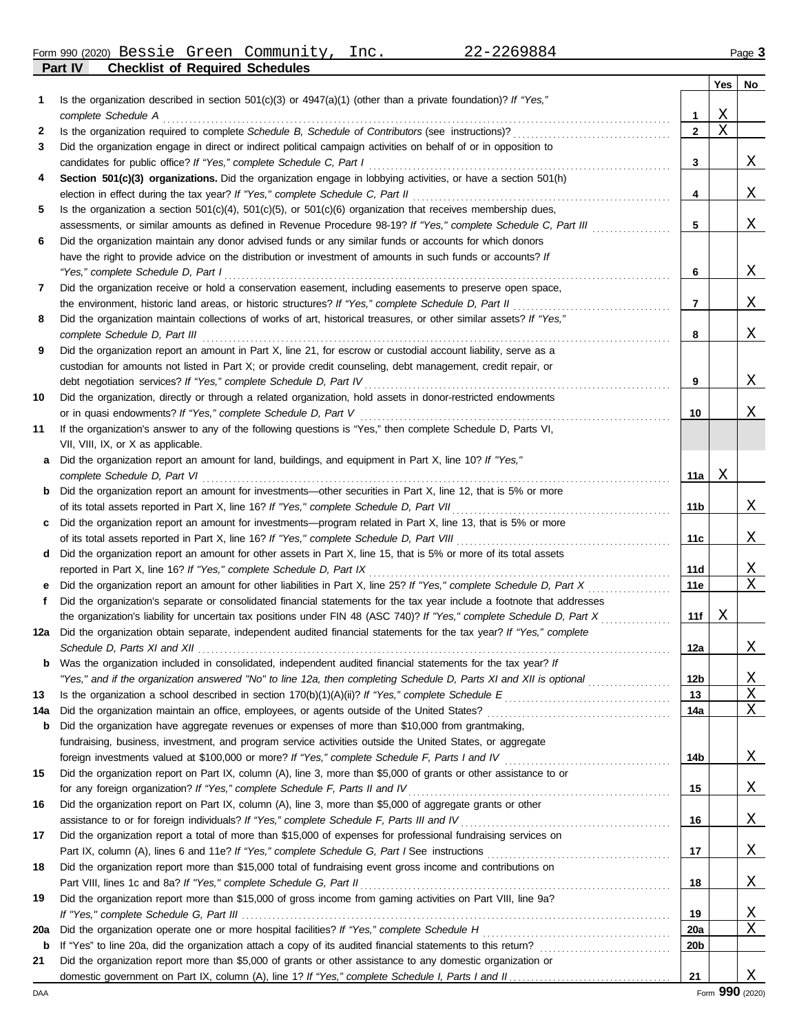Form 990 (2020) Bessie Green Community, Inc. 22-2269884 Page **3**

## Part IV Checklist of Required Schedules

| | | | Yes | No |
|---|---|---|---|---|
| **1** | Is the organization described in section 501(c)(3) or 4947(a)(1) (other than a private foundation)? *If "Yes," complete Schedule A* | **1** | X | |
| **2** | Is the organization required to complete *Schedule B, Schedule of Contributors* (see instructions)? | **2** | X | |
| **3** | Did the organization engage in direct or indirect political campaign activities on behalf of or in opposition to candidates for public office? *If "Yes," complete Schedule C, Part I* | **3** | | X |
| **4** | **Section 501(c)(3) organizations.** Did the organization engage in lobbying activities, or have a section 501(h) election in effect during the tax year? *If "Yes," complete Schedule C, Part II* | **4** | | X |
| **5** | Is the organization a section 501(c)(4), 501(c)(5), or 501(c)(6) organization that receives membership dues, assessments, or similar amounts as defined in Revenue Procedure 98-19? *If "Yes," complete Schedule C, Part III* | **5** | | X |
| **6** | Did the organization maintain any donor advised funds or any similar funds or accounts for which donors have the right to provide advice on the distribution or investment of amounts in such funds or accounts? *If "Yes," complete Schedule D, Part I* | **6** | | X |
| **7** | Did the organization receive or hold a conservation easement, including easements to preserve open space, the environment, historic land areas, or historic structures? *If "Yes," complete Schedule D, Part II* | **7** | | X |
| **8** | Did the organization maintain collections of works of art, historical treasures, or other similar assets? *If "Yes," complete Schedule D, Part III* | **8** | | X |
| **9** | Did the organization report an amount in Part X, line 21, for escrow or custodial account liability, serve as a custodian for amounts not listed in Part X; or provide credit counseling, debt management, credit repair, or debt negotiation services? *If "Yes," complete Schedule D, Part IV* | **9** | | X |
| **10** | Did the organization, directly or through a related organization, hold assets in donor-restricted endowments or in quasi endowments? *If "Yes," complete Schedule D, Part V* | **10** | | X |
| **11** | If the organization's answer to any of the following questions is "Yes," then complete Schedule D, Parts VI, VII, VIII, IX, or X as applicable. | | | |
| **a** | Did the organization report an amount for land, buildings, and equipment in Part X, line 10? *If "Yes," complete Schedule D, Part VI* | **11a** | X | |
| **b** | Did the organization report an amount for investments—other securities in Part X, line 12, that is 5% or more of its total assets reported in Part X, line 16? *If "Yes," complete Schedule D, Part VII* | **11b** | | X |
| **c** | Did the organization report an amount for investments—program related in Part X, line 13, that is 5% or more of its total assets reported in Part X, line 16? *If "Yes," complete Schedule D, Part VIII* | **11c** | | X |
| **d** | Did the organization report an amount for other assets in Part X, line 15, that is 5% or more of its total assets reported in Part X, line 16? *If "Yes," complete Schedule D, Part IX* | **11d** | | X |
| **e** | Did the organization report an amount for other liabilities in Part X, line 25? *If "Yes," complete Schedule D, Part X* | **11e** | | X |
| **f** | Did the organization's separate or consolidated financial statements for the tax year include a footnote that addresses the organization's liability for uncertain tax positions under FIN 48 (ASC 740)? *If "Yes," complete Schedule D, Part X* | **11f** | X | |
| **12a** | Did the organization obtain separate, independent audited financial statements for the tax year? *If "Yes," complete Schedule D, Parts XI and XII* | **12a** | | X |
| **b** | Was the organization included in consolidated, independent audited financial statements for the tax year? *If "Yes," and if the organization answered "No" to line 12a, then completing Schedule D, Parts XI and XII is optional* | **12b** | | X |
| **13** | Is the organization a school described in section 170(b)(1)(A)(ii)? *If "Yes," complete Schedule E* | **13** | | X |
| **14a** | Did the organization maintain an office, employees, or agents outside of the United States? | **14a** | | X |
| **b** | Did the organization have aggregate revenues or expenses of more than $10,000 from grantmaking, fundraising, business, investment, and program service activities outside the United States, or aggregate foreign investments valued at $100,000 or more? *If "Yes," complete Schedule F, Parts I and IV* | **14b** | | X |
| **15** | Did the organization report on Part IX, column (A), line 3, more than $5,000 of grants or other assistance to or for any foreign organization? *If "Yes," complete Schedule F, Parts II and IV* | **15** | | X |
| **16** | Did the organization report on Part IX, column (A), line 3, more than $5,000 of aggregate grants or other assistance to or for foreign individuals? *If "Yes," complete Schedule F, Parts III and IV* | **16** | | X |
| **17** | Did the organization report a total of more than $15,000 of expenses for professional fundraising services on Part IX, column (A), lines 6 and 11e? *If "Yes," complete Schedule G, Part I* See instructions | **17** | | X |
| **18** | Did the organization report more than $15,000 total of fundraising event gross income and contributions on Part VIII, lines 1c and 8a? *If "Yes," complete Schedule G, Part II* | **18** | | X |
| **19** | Did the organization report more than $15,000 of gross income from gaming activities on Part VIII, line 9a? *If "Yes," complete Schedule G, Part III* | **19** | | X |
| **20a** | Did the organization operate one or more hospital facilities? *If "Yes," complete Schedule H* | **20a** | | X |
| **b** | If "Yes" to line 20a, did the organization attach a copy of its audited financial statements to this return? | **20b** | | |
| **21** | Did the organization report more than $5,000 of grants or other assistance to any domestic organization or domestic government on Part IX, column (A), line 1? *If "Yes," complete Schedule I, Parts I and II* | **21** | | X |

Form **990** (2020)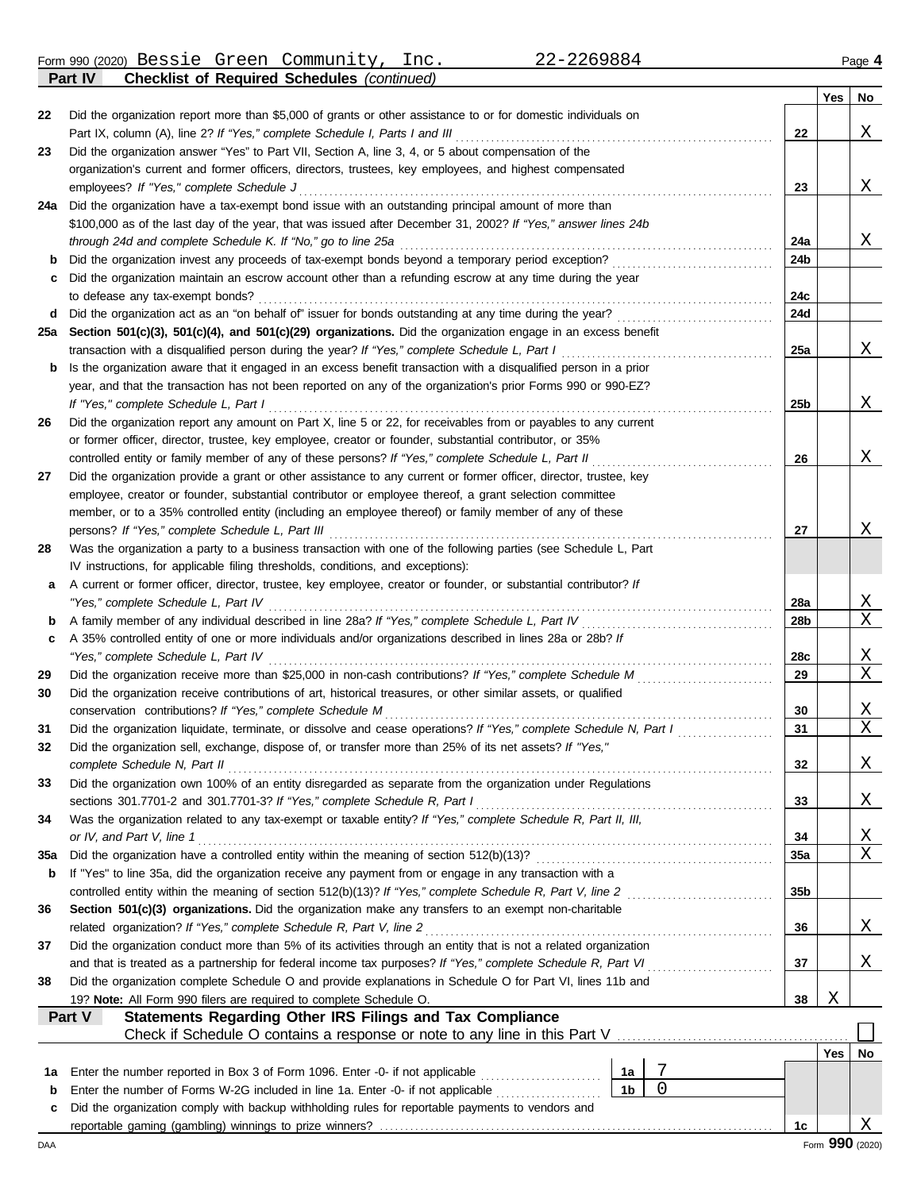Form 990 (2020) Bessie Green Community, Inc. 22-2269884 Page **4**

**Part IV Checklist of Required Schedules** *(continued)*

| | | | Yes | No |
|---|---|---|---|---|
| 22 | Did the organization report more than $5,000 of grants or other assistance to or for domestic individuals on Part IX, column (A), line 2? *If "Yes," complete Schedule I, Parts I and III* | 22 | | X |
| 23 | Did the organization answer "Yes" to Part VII, Section A, line 3, 4, or 5 about compensation of the organization's current and former officers, directors, trustees, key employees, and highest compensated employees? *If "Yes," complete Schedule J* | 23 | | X |
| 24a | Did the organization have a tax-exempt bond issue with an outstanding principal amount of more than $100,000 as of the last day of the year, that was issued after December 31, 2002? *If "Yes," answer lines 24b through 24d and complete Schedule K. If "No," go to line 25a* | 24a | | X |
| b | Did the organization invest any proceeds of tax-exempt bonds beyond a temporary period exception? | 24b | | |
| c | Did the organization maintain an escrow account other than a refunding escrow at any time during the year to defease any tax-exempt bonds? | 24c | | |
| d | Did the organization act as an "on behalf of" issuer for bonds outstanding at any time during the year? | 24d | | |
| 25a | **Section 501(c)(3), 501(c)(4), and 501(c)(29) organizations.** Did the organization engage in an excess benefit transaction with a disqualified person during the year? *If "Yes," complete Schedule L, Part I* | 25a | | X |
| b | Is the organization aware that it engaged in an excess benefit transaction with a disqualified person in a prior year, and that the transaction has not been reported on any of the organization's prior Forms 990 or 990-EZ? *If "Yes," complete Schedule L, Part I* | 25b | | X |
| 26 | Did the organization report any amount on Part X, line 5 or 22, for receivables from or payables to any current or former officer, director, trustee, key employee, creator or founder, substantial contributor, or 35% controlled entity or family member of any of these persons? *If "Yes," complete Schedule L, Part II* | 26 | | X |
| 27 | Did the organization provide a grant or other assistance to any current or former officer, director, trustee, key employee, creator or founder, substantial contributor or employee thereof, a grant selection committee member, or to a 35% controlled entity (including an employee thereof) or family member of any of these persons? *If "Yes," complete Schedule L, Part III* | 27 | | X |
| 28 | Was the organization a party to a business transaction with one of the following parties (see Schedule L, Part IV instructions, for applicable filing thresholds, conditions, and exceptions): | | | |
| a | A current or former officer, director, trustee, key employee, creator or founder, or substantial contributor? *If "Yes," complete Schedule L, Part IV* | 28a | | X |
| b | A family member of any individual described in line 28a? *If "Yes," complete Schedule L, Part IV* | 28b | | X |
| c | A 35% controlled entity of one or more individuals and/or organizations described in lines 28a or 28b? *If "Yes," complete Schedule L, Part IV* | 28c | | X |
| 29 | Did the organization receive more than $25,000 in non-cash contributions? *If "Yes," complete Schedule M* | 29 | | X |
| 30 | Did the organization receive contributions of art, historical treasures, or other similar assets, or qualified conservation contributions? *If "Yes," complete Schedule M* | 30 | | X |
| 31 | Did the organization liquidate, terminate, or dissolve and cease operations? *If "Yes," complete Schedule N, Part I* | 31 | | X |
| 32 | Did the organization sell, exchange, dispose of, or transfer more than 25% of its net assets? *If "Yes," complete Schedule N, Part II* | 32 | | X |
| 33 | Did the organization own 100% of an entity disregarded as separate from the organization under Regulations sections 301.7701-2 and 301.7701-3? *If "Yes," complete Schedule R, Part I* | 33 | | X |
| 34 | Was the organization related to any tax-exempt or taxable entity? *If "Yes," complete Schedule R, Part II, III, or IV, and Part V, line 1* | 34 | | X |
| 35a | Did the organization have a controlled entity within the meaning of section 512(b)(13)? | 35a | | X |
| b | If "Yes" to line 35a, did the organization receive any payment from or engage in any transaction with a controlled entity within the meaning of section 512(b)(13)? *If "Yes," complete Schedule R, Part V, line 2* | 35b | | |
| 36 | **Section 501(c)(3) organizations.** Did the organization make any transfers to an exempt non-charitable related organization? *If "Yes," complete Schedule R, Part V, line 2* | 36 | | X |
| 37 | Did the organization conduct more than 5% of its activities through an entity that is not a related organization and that is treated as a partnership for federal income tax purposes? *If "Yes," complete Schedule R, Part VI* | 37 | | X |
| 38 | Did the organization complete Schedule O and provide explanations in Schedule O for Part VI, lines 11b and 19? **Note:** All Form 990 filers are required to complete Schedule O. | 38 | X | |

**Part V Statements Regarding Other IRS Filings and Tax Compliance**

Check if Schedule O contains a response or note to any line in this Part V ☐

| | | | | | Yes | No |
|---|---|---|---|---|---|---|
| 1a | Enter the number reported in Box 3 of Form 1096. Enter -0- if not applicable | 1a | 7 | | | |
| b | Enter the number of Forms W-2G included in line 1a. Enter -0- if not applicable | 1b | 0 | | | |
| c | Did the organization comply with backup withholding rules for reportable payments to vendors and reportable gaming (gambling) winnings to prize winners? | | | 1c | | X |

DAA Form **990** (2020)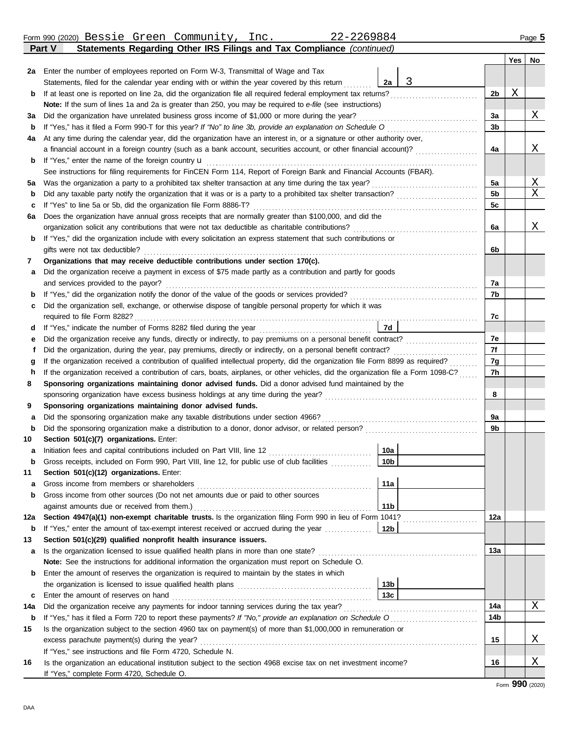Form 990 (2020) Bessie Green Community, Inc. 22-2269884 Page **5**

## Part V Statements Regarding Other IRS Filings and Tax Compliance *(continued)*

| | | | | | Yes | No |
|---|---|---|---|---|---|---|
| **2a** | Enter the number of employees reported on Form W-3, Transmittal of Wage and Tax Statements, filed for the calendar year ending with or within the year covered by this return | 2a | 3 | | | |
| **b** | If at least one is reported on line 2a, did the organization file all required federal employment tax returns? | | | 2b | X | |
| | **Note:** If the sum of lines 1a and 2a is greater than 250, you may be required to *e-file* (see instructions) | | | | | |
| **3a** | Did the organization have unrelated business gross income of $1,000 or more during the year? | | | 3a | | X |
| **b** | If "Yes," has it filed a Form 990-T for this year? *If "No" to line 3b, provide an explanation on Schedule O* | | | 3b | | |
| **4a** | At any time during the calendar year, did the organization have an interest in, or a signature or other authority over, a financial account in a foreign country (such as a bank account, securities account, or other financial account)? | | | 4a | | X |
| **b** | If "Yes," enter the name of the foreign country u | | | | | |
| | See instructions for filing requirements for FinCEN Form 114, Report of Foreign Bank and Financial Accounts (FBAR). | | | | | |
| **5a** | Was the organization a party to a prohibited tax shelter transaction at any time during the tax year? | | | 5a | | X |
| **b** | Did any taxable party notify the organization that it was or is a party to a prohibited tax shelter transaction? | | | 5b | | X |
| **c** | If "Yes" to line 5a or 5b, did the organization file Form 8886-T? | | | 5c | | |
| **6a** | Does the organization have annual gross receipts that are normally greater than $100,000, and did the organization solicit any contributions that were not tax deductible as charitable contributions? | | | 6a | | X |
| **b** | If "Yes," did the organization include with every solicitation an express statement that such contributions or gifts were not tax deductible? | | | 6b | | |
| **7** | **Organizations that may receive deductible contributions under section 170(c).** | | | | | |
| **a** | Did the organization receive a payment in excess of $75 made partly as a contribution and partly for goods and services provided to the payor? | | | 7a | | |
| **b** | If "Yes," did the organization notify the donor of the value of the goods or services provided? | | | 7b | | |
| **c** | Did the organization sell, exchange, or otherwise dispose of tangible personal property for which it was required to file Form 8282? | | | 7c | | |
| **d** | If "Yes," indicate the number of Forms 8282 filed during the year | 7d | | | | |
| **e** | Did the organization receive any funds, directly or indirectly, to pay premiums on a personal benefit contract? | | | 7e | | |
| **f** | Did the organization, during the year, pay premiums, directly or indirectly, on a personal benefit contract? | | | 7f | | |
| **g** | If the organization received a contribution of qualified intellectual property, did the organization file Form 8899 as required? | | | 7g | | |
| **h** | If the organization received a contribution of cars, boats, airplanes, or other vehicles, did the organization file a Form 1098-C? | | | 7h | | |
| **8** | **Sponsoring organizations maintaining donor advised funds.** Did a donor advised fund maintained by the sponsoring organization have excess business holdings at any time during the year? | | | 8 | | |
| **9** | **Sponsoring organizations maintaining donor advised funds.** | | | | | |
| **a** | Did the sponsoring organization make any taxable distributions under section 4966? | | | 9a | | |
| **b** | Did the sponsoring organization make a distribution to a donor, donor advisor, or related person? | | | 9b | | |
| **10** | **Section 501(c)(7) organizations.** Enter: | | | | | |
| **a** | Initiation fees and capital contributions included on Part VIII, line 12 | 10a | | | | |
| **b** | Gross receipts, included on Form 990, Part VIII, line 12, for public use of club facilities | 10b | | | | |
| **11** | **Section 501(c)(12) organizations.** Enter: | | | | | |
| **a** | Gross income from members or shareholders | 11a | | | | |
| **b** | Gross income from other sources (Do not net amounts due or paid to other sources against amounts due or received from them.) | 11b | | | | |
| **12a** | **Section 4947(a)(1) non-exempt charitable trusts.** Is the organization filing Form 990 in lieu of Form 1041? | | | 12a | | |
| **b** | If "Yes," enter the amount of tax-exempt interest received or accrued during the year | 12b | | | | |
| **13** | **Section 501(c)(29) qualified nonprofit health insurance issuers.** | | | | | |
| **a** | Is the organization licensed to issue qualified health plans in more than one state? | | | 13a | | |
| | **Note:** See the instructions for additional information the organization must report on Schedule O. | | | | | |
| **b** | Enter the amount of reserves the organization is required to maintain by the states in which the organization is licensed to issue qualified health plans | 13b | | | | |
| **c** | Enter the amount of reserves on hand | 13c | | | | |
| **14a** | Did the organization receive any payments for indoor tanning services during the tax year? | | | 14a | | X |
| **b** | If "Yes," has it filed a Form 720 to report these payments? *If "No," provide an explanation on Schedule O* | | | 14b | | |
| **15** | Is the organization subject to the section 4960 tax on payment(s) of more than $1,000,000 in remuneration or excess parachute payment(s) during the year? | | | 15 | | X |
| | If "Yes," see instructions and file Form 4720, Schedule N. | | | | | |
| **16** | Is the organization an educational institution subject to the section 4968 excise tax on net investment income? | | | 16 | | X |
| | If "Yes," complete Form 4720, Schedule O. | | | | | |

Form **990** (2020)

DAA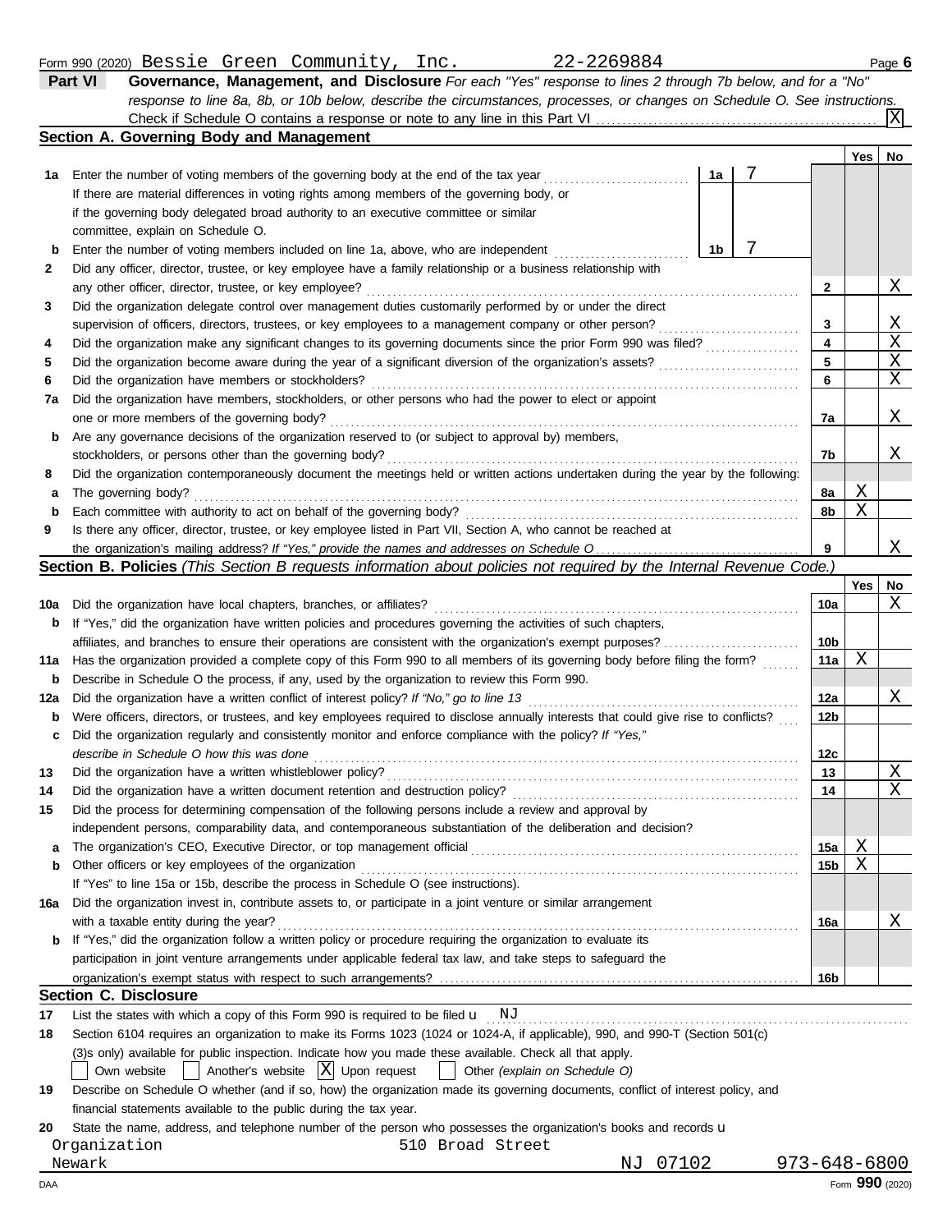Form 990 (2020) Bessie Green Community, Inc. 22-2269884 Page 6

**Part VI Governance, Management, and Disclosure** *For each "Yes" response to lines 2 through 7b below, and for a "No" response to line 8a, 8b, or 10b below, describe the circumstances, processes, or changes on Schedule O. See instructions.*

Check if Schedule O contains a response or note to any line in this Part VI .......... [X]

## Section A. Governing Body and Management

| | | | | Yes | No |
|---|---|---|---|---|---|
| 1a | Enter the number of voting members of the governing body at the end of the tax year ... 1a | 7 | | | |
| | If there are material differences in voting rights among members of the governing body, or if the governing body delegated broad authority to an executive committee or similar committee, explain on Schedule O. | | | | |
| b | Enter the number of voting members included on line 1a, above, who are independent ... 1b | 7 | | | |
| 2 | Did any officer, director, trustee, or key employee have a family relationship or a business relationship with any other officer, director, trustee, or key employee? | | 2 | | X |
| 3 | Did the organization delegate control over management duties customarily performed by or under the direct supervision of officers, directors, trustees, or key employees to a management company or other person? | | 3 | | X |
| 4 | Did the organization make any significant changes to its governing documents since the prior Form 990 was filed? | | 4 | | X |
| 5 | Did the organization become aware during the year of a significant diversion of the organization's assets? | | 5 | | X |
| 6 | Did the organization have members or stockholders? | | 6 | | X |
| 7a | Did the organization have members, stockholders, or other persons who had the power to elect or appoint one or more members of the governing body? | | 7a | | X |
| b | Are any governance decisions of the organization reserved to (or subject to approval by) members, stockholders, or persons other than the governing body? | | 7b | | X |
| 8 | Did the organization contemporaneously document the meetings held or written actions undertaken during the year by the following: | | | | |
| a | The governing body? | | 8a | X | |
| b | Each committee with authority to act on behalf of the governing body? | | 8b | X | |
| 9 | Is there any officer, director, trustee, or key employee listed in Part VII, Section A, who cannot be reached at the organization's mailing address? *If "Yes," provide the names and addresses on Schedule O* | | 9 | | X |

## Section B. Policies *(This Section B requests information about policies not required by the Internal Revenue Code.)*

| | | | Yes | No |
|---|---|---|---|---|
| 10a | Did the organization have local chapters, branches, or affiliates? | 10a | | X |
| b | If "Yes," did the organization have written policies and procedures governing the activities of such chapters, affiliates, and branches to ensure their operations are consistent with the organization's exempt purposes? | 10b | | |
| 11a | Has the organization provided a complete copy of this Form 990 to all members of its governing body before filing the form? | 11a | X | |
| b | Describe in Schedule O the process, if any, used by the organization to review this Form 990. | | | |
| 12a | Did the organization have a written conflict of interest policy? *If "No," go to line 13* | 12a | | X |
| b | Were officers, directors, or trustees, and key employees required to disclose annually interests that could give rise to conflicts? | 12b | | |
| c | Did the organization regularly and consistently monitor and enforce compliance with the policy? *If "Yes," describe in Schedule O how this was done* | 12c | | |
| 13 | Did the organization have a written whistleblower policy? | 13 | | X |
| 14 | Did the organization have a written document retention and destruction policy? | 14 | | X |
| 15 | Did the process for determining compensation of the following persons include a review and approval by independent persons, comparability data, and contemporaneous substantiation of the deliberation and decision? | | | |
| a | The organization's CEO, Executive Director, or top management official | 15a | X | |
| b | Other officers or key employees of the organization | 15b | X | |
| | If "Yes" to line 15a or 15b, describe the process in Schedule O (see instructions). | | | |
| 16a | Did the organization invest in, contribute assets to, or participate in a joint venture or similar arrangement with a taxable entity during the year? | 16a | | X |
| b | If "Yes," did the organization follow a written policy or procedure requiring the organization to evaluate its participation in joint venture arrangements under applicable federal tax law, and take steps to safeguard the organization's exempt status with respect to such arrangements? | 16b | | |

## Section C. Disclosure

17 List the states with which a copy of this Form 990 is required to be filed u NJ

18 Section 6104 requires an organization to make its Forms 1023 (1024 or 1024-A, if applicable), 990, and 990-T (Section 501(c)(3)s only) available for public inspection. Indicate how you made these available. Check all that apply.

[ ] Own website [ ] Another's website [X] Upon request [ ] Other *(explain on Schedule O)*

19 Describe on Schedule O whether (and if so, how) the organization made its governing documents, conflict of interest policy, and financial statements available to the public during the tax year.

20 State the name, address, and telephone number of the person who possesses the organization's books and records u

Organization 510 Broad Street
Newark NJ 07102 973-648-6800

DAA Form **990** (2020)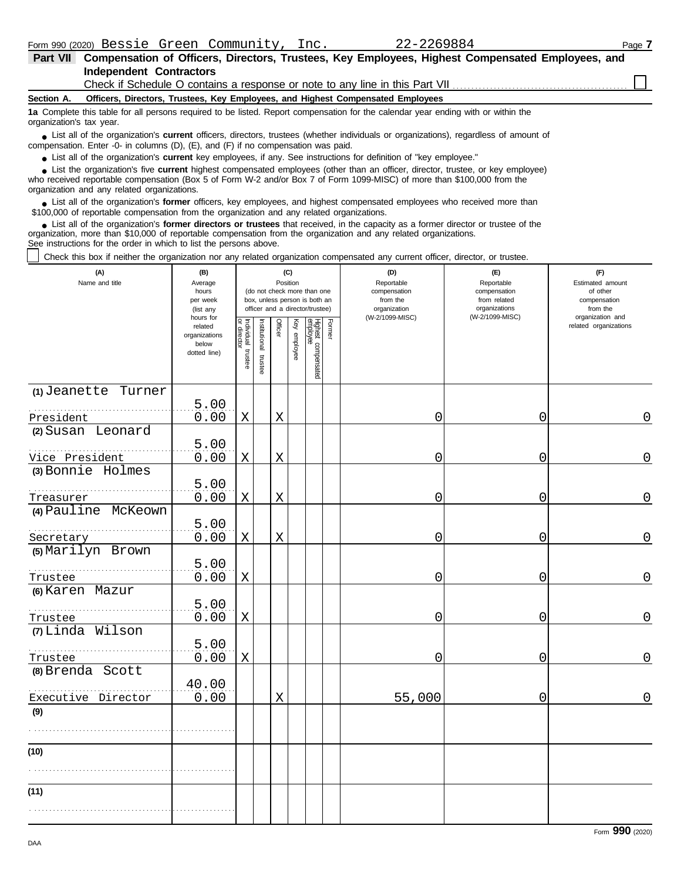Form 990 (2020) Bessie Green Community, Inc. 22-2269884

## Part VII Compensation of Officers, Directors, Trustees, Key Employees, Highest Compensated Employees, and Independent Contractors

Check if Schedule O contains a response or note to any line in this Part VII ☐

**Section A. Officers, Directors, Trustees, Key Employees, and Highest Compensated Employees**

**1a** Complete this table for all persons required to be listed. Report compensation for the calendar year ending with or within the organization's tax year.

- List all of the organization's **current** officers, directors, trustees (whether individuals or organizations), regardless of amount of compensation. Enter -0- in columns (D), (E), and (F) if no compensation was paid.
- List all of the organization's **current** key employees, if any. See instructions for definition of "key employee."
- List the organization's five **current** highest compensated employees (other than an officer, director, trustee, or key employee) who received reportable compensation (Box 5 of Form W-2 and/or Box 7 of Form 1099-MISC) of more than $100,000 from the organization and any related organizations.
- List all of the organization's **former** officers, key employees, and highest compensated employees who received more than $100,000 of reportable compensation from the organization and any related organizations.
- List all of the organization's **former directors or trustees** that received, in the capacity as a former director or trustee of the organization, more than $10,000 of reportable compensation from the organization and any related organizations.

See instructions for the order in which to list the persons above.

☐ Check this box if neither the organization nor any related organization compensated any current officer, director, or trustee.

| (A) Name and title | (B) Average hours per week (list any hours for related organizations below dotted line) | (C) Position (do not check more than one box, unless person is both an officer and a director/trustee): Individual trustee or director | Institutional trustee | Officer | Key employee | Highest compensated employee | Former | (D) Reportable compensation from the organization (W-2/1099-MISC) | (E) Reportable compensation from related organizations (W-2/1099-MISC) | (F) Estimated amount of other compensation from the organization and related organizations |
|---|---|---|---|---|---|---|---|---|---|---|
| (1) Jeanette Turner<br>President | 5.00<br>0.00 | X | | X | | | | 0 | 0 | 0 |
| (2) Susan Leonard<br>Vice President | 5.00<br>0.00 | X | | X | | | | 0 | 0 | 0 |
| (3) Bonnie Holmes<br>Treasurer | 5.00<br>0.00 | X | | X | | | | 0 | 0 | 0 |
| (4) Pauline McKeown<br>Secretary | 5.00<br>0.00 | X | | X | | | | 0 | 0 | 0 |
| (5) Marilyn Brown<br>Trustee | 5.00<br>0.00 | X | | | | | | 0 | 0 | 0 |
| (6) Karen Mazur<br>Trustee | 5.00<br>0.00 | X | | | | | | 0 | 0 | 0 |
| (7) Linda Wilson<br>Trustee | 5.00<br>0.00 | X | | | | | | 0 | 0 | 0 |
| (8) Brenda Scott<br>Executive Director | 40.00<br>0.00 | | | X | | | | 55,000 | 0 | 0 |
| (9) | | | | | | | | | | |
| (10) | | | | | | | | | | |
| (11) | | | | | | | | | | |

Form 990 (2020)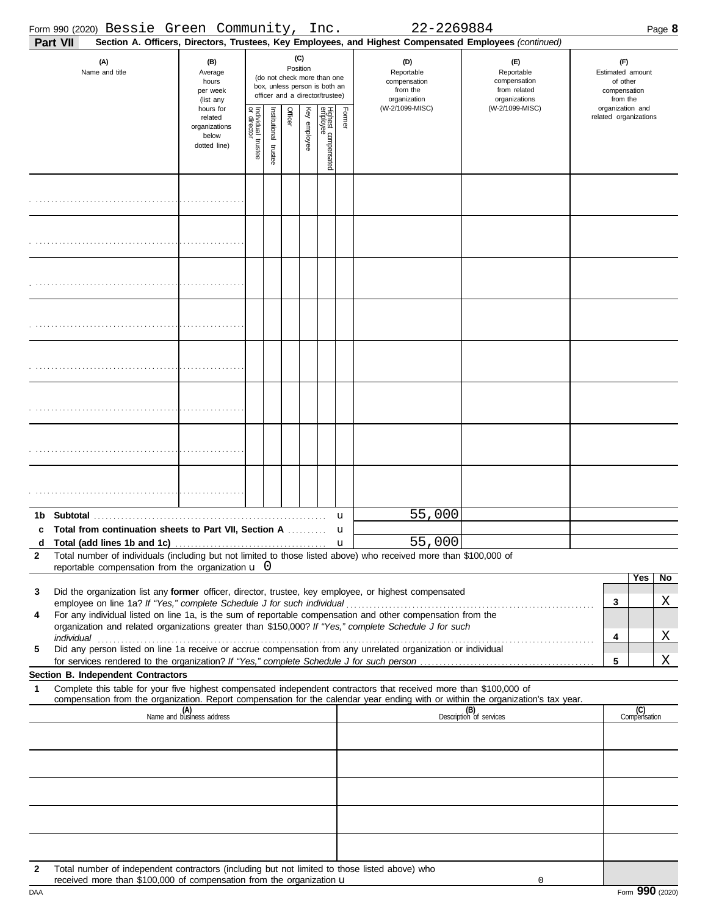Form 990 (2020) Bessie Green Community, Inc. 22-2269884 Page **8**

**Part VII** **Section A. Officers, Directors, Trustees, Key Employees, and Highest Compensated Employees** *(continued)*

| (A) Name and title | (B) Average hours per week (list any hours for related organizations below dotted line) | (C) Position (do not check more than one box, unless person is both an officer and a director/trustee) | | | | | | (D) Reportable compensation from the organization (W-2/1099-MISC) | (E) Reportable compensation from related organizations (W-2/1099-MISC) | (F) Estimated amount of other compensation from the organization and related organizations |
|---|---|---|---|---|---|---|---|---|---|---|
| | | Individual trustee or director | Institutional trustee | Officer | Key employee | Highest compensated employee | Former | | | |
| | | | | | | | | | | |
| | | | | | | | | | | |
| | | | | | | | | | | |
| | | | | | | | | | | |
| | | | | | | | | | | |
| | | | | | | | | | | |
| | | | | | | | | | | |
| | | | | | | | | | | |

| | | |
|---|---|---|
| **1b Subtotal** | u | 55,000 |
| **c Total from continuation sheets to Part VII, Section A** | u | |
| **d Total (add lines 1b and 1c)** | u | 55,000 |

**2** Total number of individuals (including but not limited to those listed above) who received more than $100,000 of reportable compensation from the organization u 0

| | | | Yes | No |
|---|---|---|---|---|
| **3** | Did the organization list any **former** officer, director, trustee, key employee, or highest compensated employee on line 1a? *If "Yes," complete Schedule J for such individual* | 3 | | X |
| **4** | For any individual listed on line 1a, is the sum of reportable compensation and other compensation from the organization and related organizations greater than $150,000? *If "Yes," complete Schedule J for such individual* | 4 | | X |
| **5** | Did any person listed on line 1a receive or accrue compensation from any unrelated organization or individual for services rendered to the organization? *If "Yes," complete Schedule J for such person* | 5 | | X |

**Section B. Independent Contractors**

**1** Complete this table for your five highest compensated independent contractors that received more than $100,000 of compensation from the organization. Report compensation for the calendar year ending with or within the organization's tax year.

| (A) Name and business address | (B) Description of services | (C) Compensation |
|---|---|---|
| | | |
| | | |
| | | |
| | | |
| | | |

**2** Total number of independent contractors (including but not limited to those listed above) who received more than $100,000 of compensation from the organization u 0

DAA Form **990** (2020)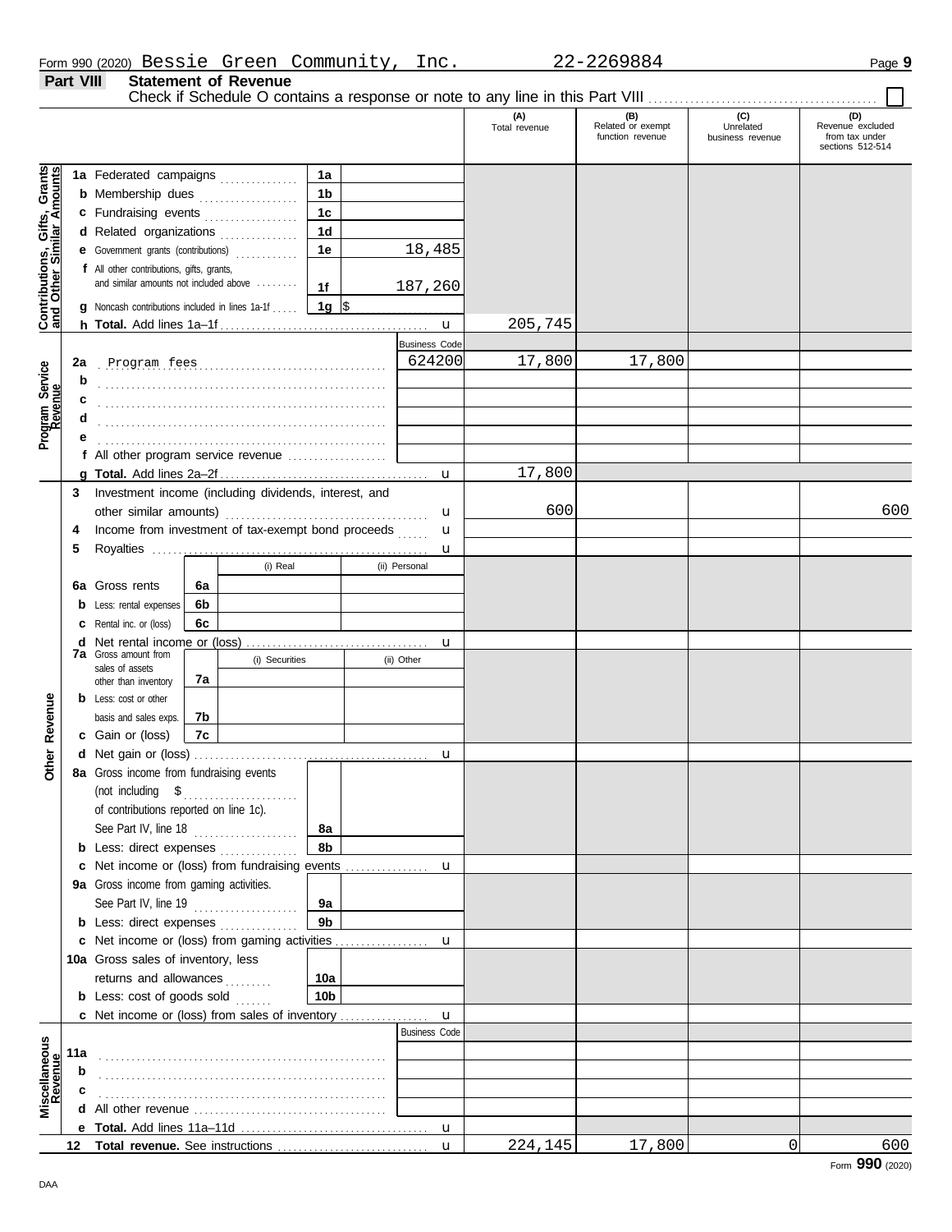Form 990 (2020) Bessie Green Community, Inc. 22-2269884 Page 9

## Part VIII Statement of Revenue

Check if Schedule O contains a response or note to any line in this Part VIII . . . . . . . . . . . . . . . . . . . . . . . . . . . . . ☐

| | | | | (A) Total revenue | (B) Related or exempt function revenue | (C) Unrelated business revenue | (D) Revenue excluded from tax under sections 512-514 |
|---|---|---|---|---|---|---|---|
| **Contributions, Gifts, Grants and Other Similar Amounts** | 1a Federated campaigns | 1a | | | | | |
| | b Membership dues | 1b | | | | | |
| | c Fundraising events | 1c | | | | | |
| | d Related organizations | 1d | | | | | |
| | e Government grants (contributions) | 1e | 18,485 | | | | |
| | f All other contributions, gifts, grants, and similar amounts not included above | 1f | 187,260 | | | | |
| | g Noncash contributions included in lines 1a-1f | 1g | $ | | | | |
| | h **Total.** Add lines 1a–1f | | u | 205,745 | | | |
| **Program Service Revenue** | | | Business Code | | | | |
| | 2a Program fees | | 624200 | 17,800 | 17,800 | | |
| | b | | | | | | |
| | c | | | | | | |
| | d | | | | | | |
| | e | | | | | | |
| | f All other program service revenue | | | | | | |
| | g **Total.** Add lines 2a–2f | | u | 17,800 | | | |
| **Other Revenue** | 3 Investment income (including dividends, interest, and other similar amounts) | | u | 600 | | | 600 |
| | 4 Income from investment of tax-exempt bond proceeds | | u | | | | |
| | 5 Royalties | | u | | | | |
| | | (i) Real | (ii) Personal | | | | |
| | 6a Gross rents | 6a | | | | | |
| | b Less: rental expenses | 6b | | | | | |
| | c Rental inc. or (loss) | 6c | | | | | |
| | d Net rental income or (loss) | | u | | | | |
| | | (i) Securities | (ii) Other | | | | |
| | 7a Gross amount from sales of assets other than inventory | 7a | | | | | |
| | b Less: cost or other basis and sales exps. | 7b | | | | | |
| | c Gain or (loss) | 7c | | | | | |
| | d Net gain or (loss) | | u | | | | |
| | 8a Gross income from fundraising events (not including $ of contributions reported on line 1c). See Part IV, line 18 | 8a | | | | | |
| | b Less: direct expenses | 8b | | | | | |
| | c Net income or (loss) from fundraising events | | u | | | | |
| | 9a Gross income from gaming activities. See Part IV, line 19 | 9a | | | | | |
| | b Less: direct expenses | 9b | | | | | |
| | c Net income or (loss) from gaming activities | | u | | | | |
| | 10a Gross sales of inventory, less returns and allowances | 10a | | | | | |
| | b Less: cost of goods sold | 10b | | | | | |
| | c Net income or (loss) from sales of inventory | | u | | | | |
| **Miscellaneous Revenue** | | | Business Code | | | | |
| | 11a | | | | | | |
| | b | | | | | | |
| | c | | | | | | |
| | d All other revenue | | | | | | |
| | e **Total.** Add lines 11a–11d | | u | | | | |
| | 12 **Total revenue.** See instructions | | u | 224,145 | 17,800 | 0 | 600 |

Form **990** (2020)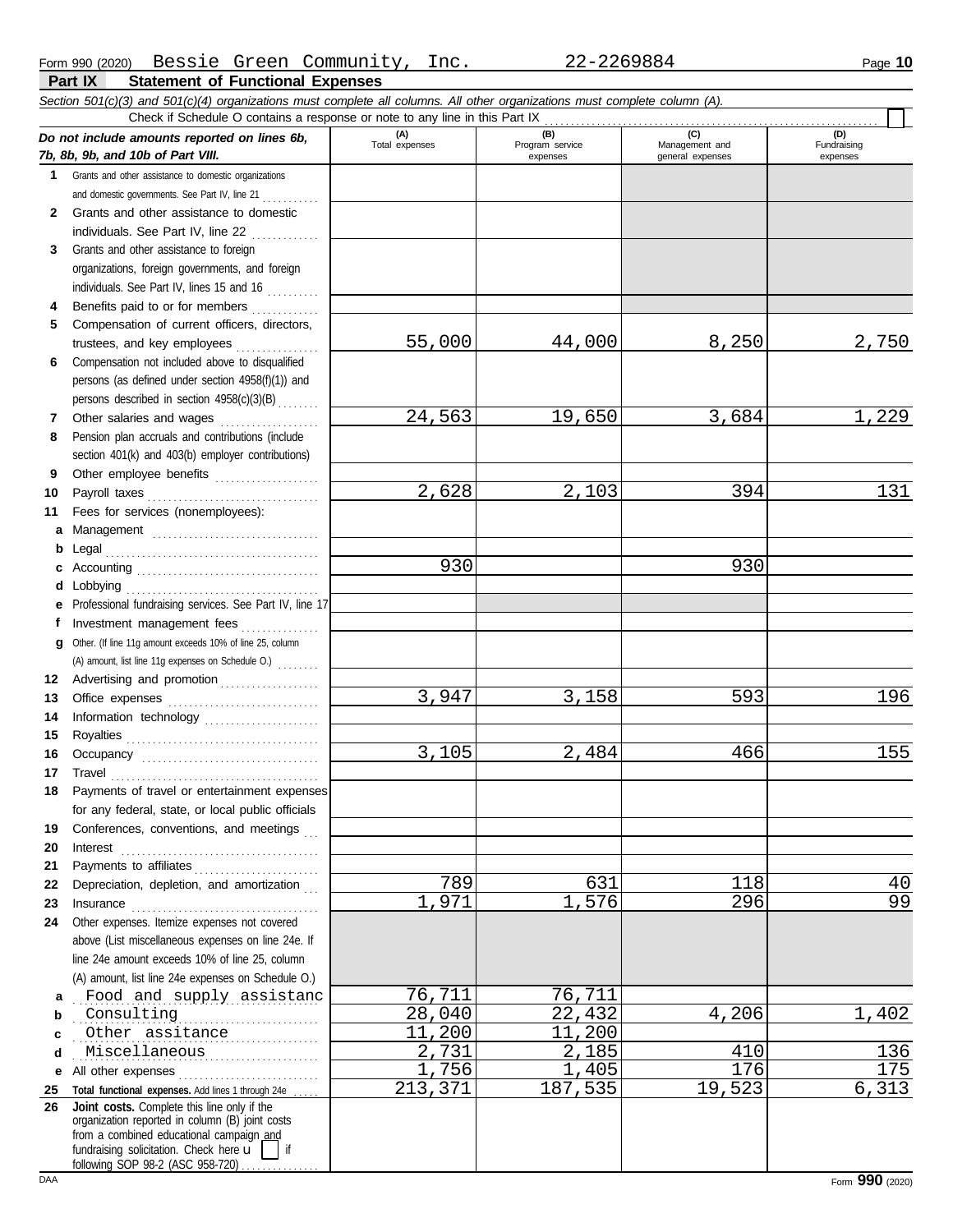Form 990 (2020) Bessie Green Community, Inc. 22-2269884 Page **10**

## Part IX Statement of Functional Expenses

*Section 501(c)(3) and 501(c)(4) organizations must complete all columns. All other organizations must complete column (A).*

Check if Schedule O contains a response or note to any line in this Part IX ☐

| *Do not include amounts reported on lines 6b, 7b, 8b, 9b, and 10b of Part VIII.* | (A) Total expenses | (B) Program service expenses | (C) Management and general expenses | (D) Fundraising expenses |
|---|---|---|---|---|
| **1** Grants and other assistance to domestic organizations and domestic governments. See Part IV, line 21 | | | | |
| **2** Grants and other assistance to domestic individuals. See Part IV, line 22 | | | | |
| **3** Grants and other assistance to foreign organizations, foreign governments, and foreign individuals. See Part IV, lines 15 and 16 | | | | |
| **4** Benefits paid to or for members | | | | |
| **5** Compensation of current officers, directors, trustees, and key employees | 55,000 | 44,000 | 8,250 | 2,750 |
| **6** Compensation not included above to disqualified persons (as defined under section 4958(f)(1)) and persons described in section 4958(c)(3)(B) | | | | |
| **7** Other salaries and wages | 24,563 | 19,650 | 3,684 | 1,229 |
| **8** Pension plan accruals and contributions (include section 401(k) and 403(b) employer contributions) | | | | |
| **9** Other employee benefits | | | | |
| **10** Payroll taxes | 2,628 | 2,103 | 394 | 131 |
| **11** Fees for services (nonemployees): | | | | |
| **a** Management | | | | |
| **b** Legal | | | | |
| **c** Accounting | 930 | | 930 | |
| **d** Lobbying | | | | |
| **e** Professional fundraising services. See Part IV, line 17 | | | | |
| **f** Investment management fees | | | | |
| **g** Other. (If line 11g amount exceeds 10% of line 25, column (A) amount, list line 11g expenses on Schedule O.) | | | | |
| **12** Advertising and promotion | | | | |
| **13** Office expenses | 3,947 | 3,158 | 593 | 196 |
| **14** Information technology | | | | |
| **15** Royalties | | | | |
| **16** Occupancy | 3,105 | 2,484 | 466 | 155 |
| **17** Travel | | | | |
| **18** Payments of travel or entertainment expenses for any federal, state, or local public officials | | | | |
| **19** Conferences, conventions, and meetings | | | | |
| **20** Interest | | | | |
| **21** Payments to affiliates | | | | |
| **22** Depreciation, depletion, and amortization | 789 | 631 | 118 | 40 |
| **23** Insurance | 1,971 | 1,576 | 296 | 99 |
| **24** Other expenses. Itemize expenses not covered above (List miscellaneous expenses on line 24e. If line 24e amount exceeds 10% of line 25, column (A) amount, list line 24e expenses on Schedule O.) | | | | |
| **a** Food and supply assistanc | 76,711 | 76,711 | | |
| **b** Consulting | 28,040 | 22,432 | 4,206 | 1,402 |
| **c** Other assitance | 11,200 | 11,200 | | |
| **d** Miscellaneous | 2,731 | 2,185 | 410 | 136 |
| **e** All other expenses | 1,756 | 1,405 | 176 | 175 |
| **25** **Total functional expenses.** Add lines 1 through 24e | 213,371 | 187,535 | 19,523 | 6,313 |
| **26** **Joint costs.** Complete this line only if the organization reported in column (B) joint costs from a combined educational campaign and fundraising solicitation. Check here ☐ if following SOP 98-2 (ASC 958-720) | | | | |

DAA Form **990** (2020)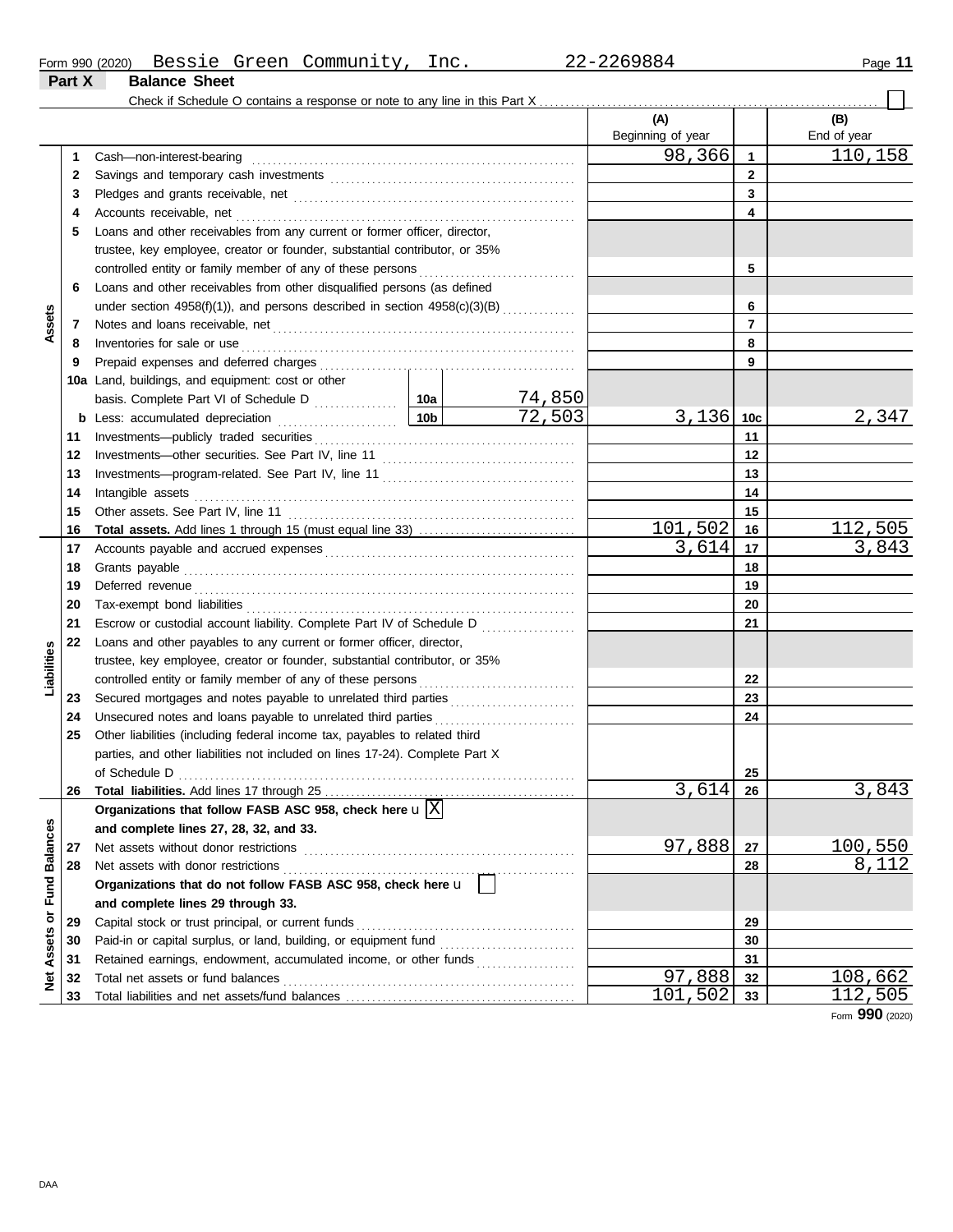Form 990 (2020) Bessie Green Community, Inc. 22-2269884

## Part X Balance Sheet

Check if Schedule O contains a response or note to any line in this Part X

| | | | | (A) Beginning of year | | (B) End of year |
|---|---|---|---|---|---|---|
| **Assets** | 1 | Cash—non-interest-bearing | | 98,366 | 1 | 110,158 |
| | 2 | Savings and temporary cash investments | | | 2 | |
| | 3 | Pledges and grants receivable, net | | | 3 | |
| | 4 | Accounts receivable, net | | | 4 | |
| | 5 | Loans and other receivables from any current or former officer, director, trustee, key employee, creator or founder, substantial contributor, or 35% controlled entity or family member of any of these persons | | | 5 | |
| | 6 | Loans and other receivables from other disqualified persons (as defined under section 4958(f)(1)), and persons described in section 4958(c)(3)(B) | | | 6 | |
| | 7 | Notes and loans receivable, net | | | 7 | |
| | 8 | Inventories for sale or use | | | 8 | |
| | 9 | Prepaid expenses and deferred charges | | | 9 | |
| | 10a | Land, buildings, and equipment: cost or other basis. Complete Part VI of Schedule D | 10a 74,850 | | | |
| | b | Less: accumulated depreciation | 10b 72,503 | 3,136 | 10c | 2,347 |
| | 11 | Investments—publicly traded securities | | | 11 | |
| | 12 | Investments—other securities. See Part IV, line 11 | | | 12 | |
| | 13 | Investments—program-related. See Part IV, line 11 | | | 13 | |
| | 14 | Intangible assets | | | 14 | |
| | 15 | Other assets. See Part IV, line 11 | | | 15 | |
| | 16 | **Total assets.** Add lines 1 through 15 (must equal line 33) | | 101,502 | 16 | 112,505 |
| **Liabilities** | 17 | Accounts payable and accrued expenses | | 3,614 | 17 | 3,843 |
| | 18 | Grants payable | | | 18 | |
| | 19 | Deferred revenue | | | 19 | |
| | 20 | Tax-exempt bond liabilities | | | 20 | |
| | 21 | Escrow or custodial account liability. Complete Part IV of Schedule D | | | 21 | |
| | 22 | Loans and other payables to any current or former officer, director, trustee, key employee, creator or founder, substantial contributor, or 35% controlled entity or family member of any of these persons | | | 22 | |
| | 23 | Secured mortgages and notes payable to unrelated third parties | | | 23 | |
| | 24 | Unsecured notes and loans payable to unrelated third parties | | | 24 | |
| | 25 | Other liabilities (including federal income tax, payables to related third parties, and other liabilities not included on lines 17-24). Complete Part X of Schedule D | | | 25 | |
| | 26 | **Total liabilities.** Add lines 17 through 25 | | 3,614 | 26 | 3,843 |
| **Net Assets or Fund Balances** | | **Organizations that follow FASB ASC 958, check here** [X] **and complete lines 27, 28, 32, and 33.** | | | | |
| | 27 | Net assets without donor restrictions | | 97,888 | 27 | 100,550 |
| | 28 | Net assets with donor restrictions | | | 28 | 8,112 |
| | | **Organizations that do not follow FASB ASC 958, check here** [ ] **and complete lines 29 through 33.** | | | | |
| | 29 | Capital stock or trust principal, or current funds | | | 29 | |
| | 30 | Paid-in or capital surplus, or land, building, or equipment fund | | | 30 | |
| | 31 | Retained earnings, endowment, accumulated income, or other funds | | | 31 | |
| | 32 | Total net assets or fund balances | | 97,888 | 32 | 108,662 |
| | 33 | Total liabilities and net assets/fund balances | | 101,502 | 33 | 112,505 |

Form **990** (2020)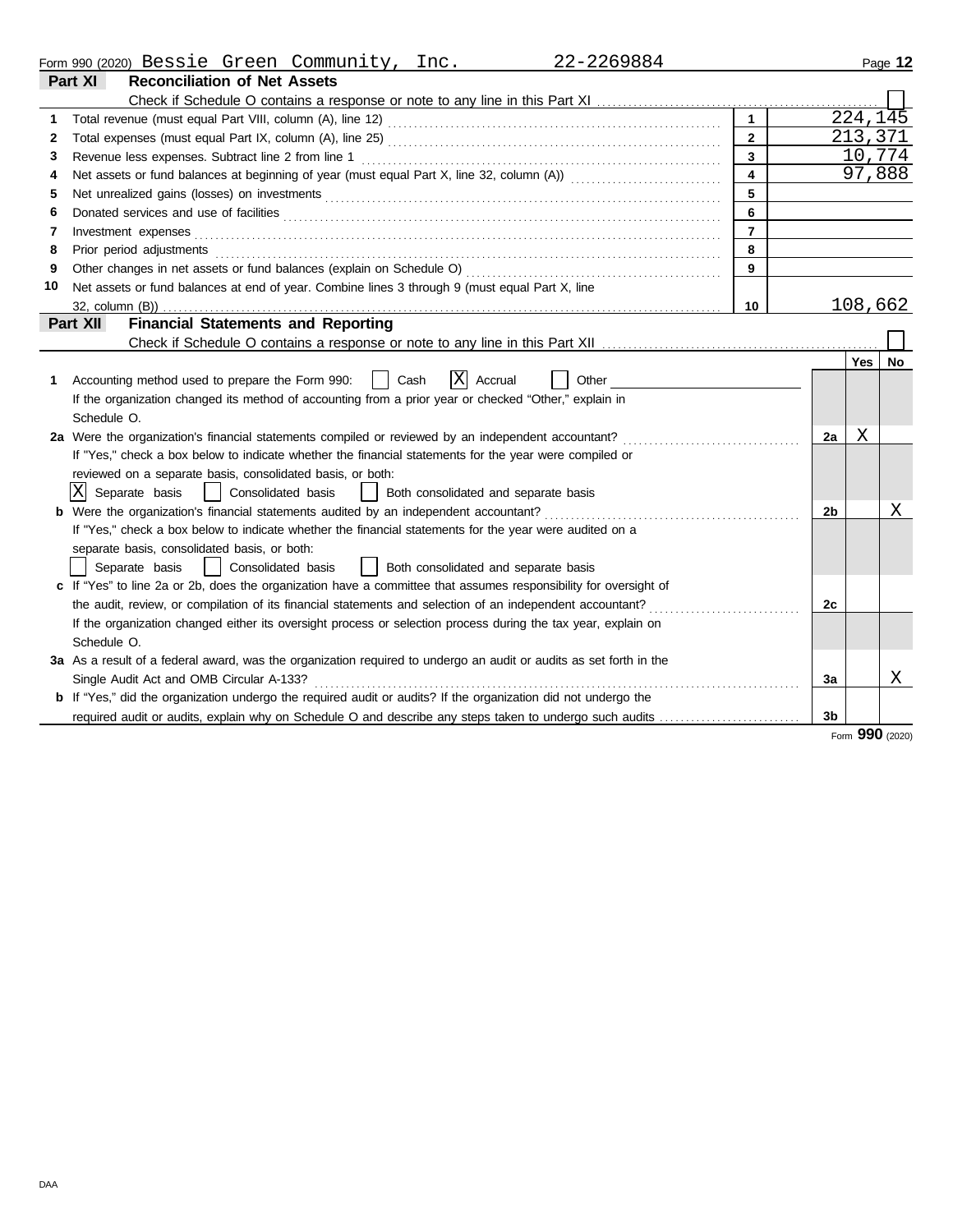Form 990 (2020) Bessie Green Community, Inc. 22-2269884

## Part XI Reconciliation of Net Assets

Check if Schedule O contains a response or note to any line in this Part XI ☐

| | | | |
|---|---|---|---|
| 1 | Total revenue (must equal Part VIII, column (A), line 12) | 1 | 224,145 |
| 2 | Total expenses (must equal Part IX, column (A), line 25) | 2 | 213,371 |
| 3 | Revenue less expenses. Subtract line 2 from line 1 | 3 | 10,774 |
| 4 | Net assets or fund balances at beginning of year (must equal Part X, line 32, column (A)) | 4 | 97,888 |
| 5 | Net unrealized gains (losses) on investments | 5 | |
| 6 | Donated services and use of facilities | 6 | |
| 7 | Investment expenses | 7 | |
| 8 | Prior period adjustments | 8 | |
| 9 | Other changes in net assets or fund balances (explain on Schedule O) | 9 | |
| 10 | Net assets or fund balances at end of year. Combine lines 3 through 9 (must equal Part X, line 32, column (B)) | 10 | 108,662 |

## Part XII Financial Statements and Reporting

Check if Schedule O contains a response or note to any line in this Part XII ☐

| | | | Yes | No |
|---|---|---|---|---|
| 1 | Accounting method used to prepare the Form 990: ☐ Cash ☒ Accrual ☐ Other<br>If the organization changed its method of accounting from a prior year or checked "Other," explain in Schedule O. | | | |
| 2a | Were the organization's financial statements compiled or reviewed by an independent accountant? | 2a | X | |
| | If "Yes," check a box below to indicate whether the financial statements for the year were compiled or reviewed on a separate basis, consolidated basis, or both:<br>☒ Separate basis ☐ Consolidated basis ☐ Both consolidated and separate basis | | | |
| b | Were the organization's financial statements audited by an independent accountant? | 2b | | X |
| | If "Yes," check a box below to indicate whether the financial statements for the year were audited on a separate basis, consolidated basis, or both:<br>☐ Separate basis ☐ Consolidated basis ☐ Both consolidated and separate basis | | | |
| c | If "Yes" to line 2a or 2b, does the organization have a committee that assumes responsibility for oversight of the audit, review, or compilation of its financial statements and selection of an independent accountant? | 2c | | |
| | If the organization changed either its oversight process or selection process during the tax year, explain on Schedule O. | | | |
| 3a | As a result of a federal award, was the organization required to undergo an audit or audits as set forth in the Single Audit Act and OMB Circular A-133? | 3a | | X |
| b | If "Yes," did the organization undergo the required audit or audits? If the organization did not undergo the required audit or audits, explain why on Schedule O and describe any steps taken to undergo such audits | 3b | | |

Form **990** (2020)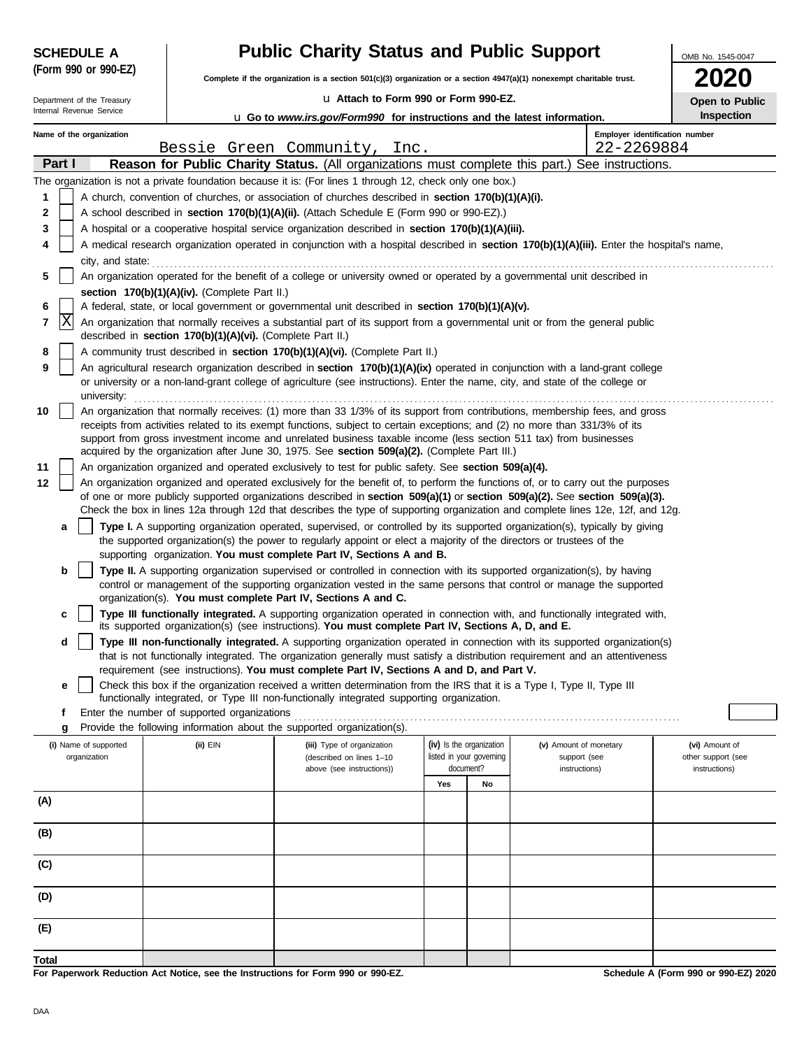**SCHEDULE A (Form 990 or 990-EZ)**

Department of the Treasury
Internal Revenue Service

# Public Charity Status and Public Support

**Complete if the organization is a section 501(c)(3) organization or a section 4947(a)(1) nonexempt charitable trust.**

u **Attach to Form 990 or Form 990-EZ.**

u **Go to *www.irs.gov/Form990* for instructions and the latest information.**

OMB No. 1545-0047

**2020**

**Open to Public Inspection**

**Name of the organization:** Bessie Green Community, Inc.

**Employer identification number:** 22-2269884

## Part I — Reason for Public Charity Status. (All organizations must complete this part.) See instructions.

The organization is not a private foundation because it is: (For lines 1 through 12, check only one box.)

1. [ ] A church, convention of churches, or association of churches described in **section 170(b)(1)(A)(i).**
2. [ ] A school described in **section 170(b)(1)(A)(ii).** (Attach Schedule E (Form 990 or 990-EZ).)
3. [ ] A hospital or a cooperative hospital service organization described in **section 170(b)(1)(A)(iii).**
4. [ ] A medical research organization operated in conjunction with a hospital described in **section 170(b)(1)(A)(iii).** Enter the hospital's name, city, and state: ...............
5. [ ] An organization operated for the benefit of a college or university owned or operated by a governmental unit described in **section 170(b)(1)(A)(iv).** (Complete Part II.)
6. [ ] A federal, state, or local government or governmental unit described in **section 170(b)(1)(A)(v).**
7. [X] An organization that normally receives a substantial part of its support from a governmental unit or from the general public described in **section 170(b)(1)(A)(vi).** (Complete Part II.)
8. [ ] A community trust described in **section 170(b)(1)(A)(vi).** (Complete Part II.)
9. [ ] An agricultural research organization described in **section 170(b)(1)(A)(ix)** operated in conjunction with a land-grant college or university or a non-land-grant college of agriculture (see instructions). Enter the name, city, and state of the college or university: ...............
10. [ ] An organization that normally receives: (1) more than 33 1/3% of its support from contributions, membership fees, and gross receipts from activities related to its exempt functions, subject to certain exceptions; and (2) no more than 331/3% of its support from gross investment income and unrelated business taxable income (less section 511 tax) from businesses acquired by the organization after June 30, 1975. See **section 509(a)(2).** (Complete Part III.)
11. [ ] An organization organized and operated exclusively to test for public safety. See **section 509(a)(4).**
12. [ ] An organization organized and operated exclusively for the benefit of, to perform the functions of, or to carry out the purposes of one or more publicly supported organizations described in **section 509(a)(1)** or **section 509(a)(2).** See **section 509(a)(3).** Check the box in lines 12a through 12d that describes the type of supporting organization and complete lines 12e, 12f, and 12g.
    - **a** [ ] **Type I.** A supporting organization operated, supervised, or controlled by its supported organization(s), typically by giving the supported organization(s) the power to regularly appoint or elect a majority of the directors or trustees of the supporting organization. **You must complete Part IV, Sections A and B.**
    - **b** [ ] **Type II.** A supporting organization supervised or controlled in connection with its supported organization(s), by having control or management of the supporting organization vested in the same persons that control or manage the supported organization(s). **You must complete Part IV, Sections A and C.**
    - **c** [ ] **Type III functionally integrated.** A supporting organization operated in connection with, and functionally integrated with, its supported organization(s) (see instructions). **You must complete Part IV, Sections A, D, and E.**
    - **d** [ ] **Type III non-functionally integrated.** A supporting organization operated in connection with its supported organization(s) that is not functionally integrated. The organization generally must satisfy a distribution requirement and an attentiveness requirement (see instructions). **You must complete Part IV, Sections A and D, and Part V.**
    - **e** [ ] Check this box if the organization received a written determination from the IRS that it is a Type I, Type II, Type III functionally integrated, or Type III non-functionally integrated supporting organization.
    - **f** Enter the number of supported organizations ...............
    - **g** Provide the following information about the supported organization(s).

| (i) Name of supported organization | (ii) EIN | (iii) Type of organization (described on lines 1–10 above (see instructions)) | (iv) Is the organization listed in your governing document? | | (v) Amount of monetary support (see instructions) | (vi) Amount of other support (see instructions) |
|---|---|---|---|---|---|---|
| | | | Yes | No | | |
| (A) | | | | | | |
| (B) | | | | | | |
| (C) | | | | | | |
| (D) | | | | | | |
| (E) | | | | | | |
| Total | | | | | | |

**For Paperwork Reduction Act Notice, see the Instructions for Form 990 or 990-EZ.**

**Schedule A (Form 990 or 990-EZ) 2020**

DAA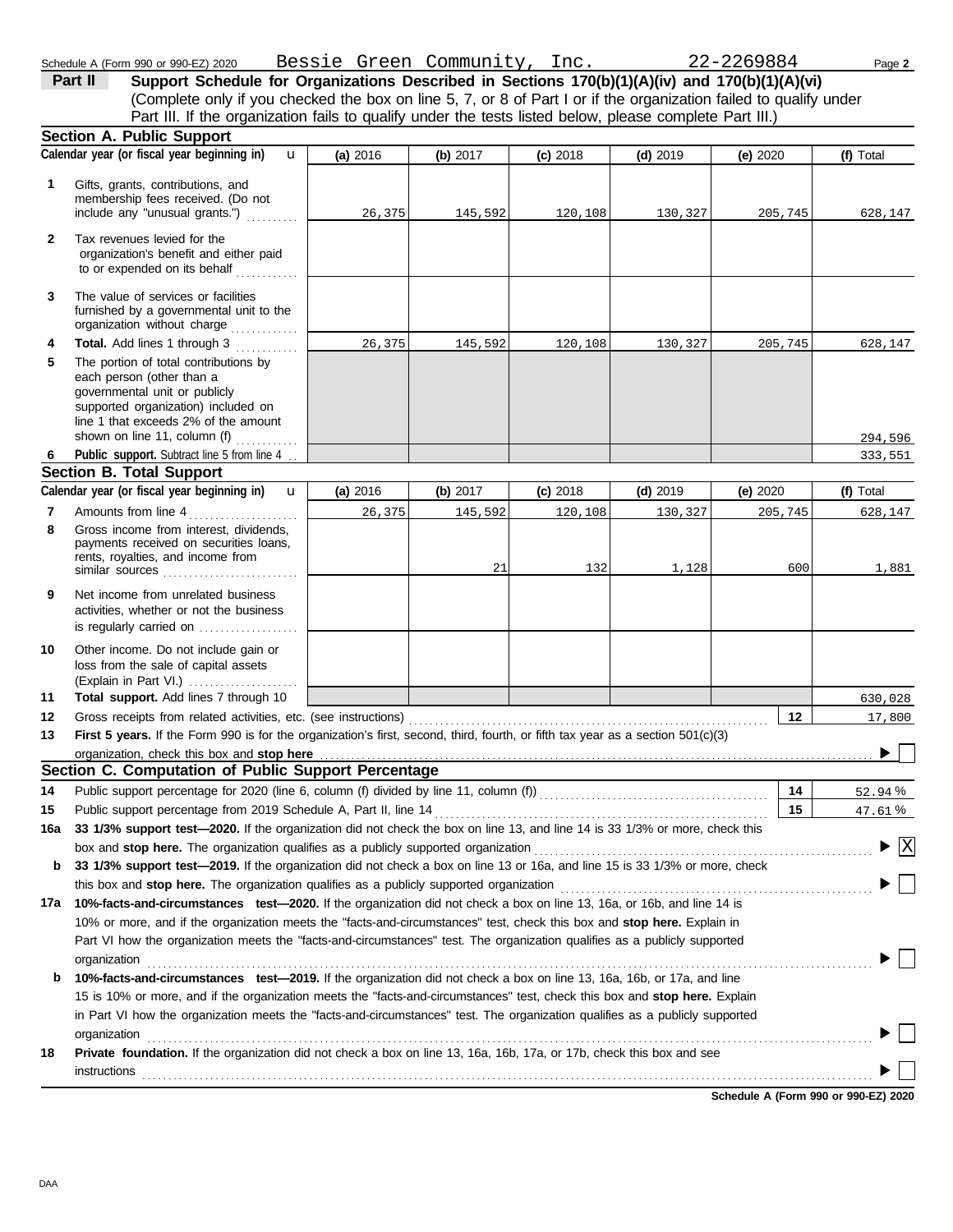Schedule A (Form 990 or 990-EZ) 2020 Bessie Green Community, Inc. 22-2269884 Page **2**

## Part II Support Schedule for Organizations Described in Sections 170(b)(1)(A)(iv) and 170(b)(1)(A)(vi)

(Complete only if you checked the box on line 5, 7, or 8 of Part I or if the organization failed to qualify under Part III. If the organization fails to qualify under the tests listed below, please complete Part III.)

### Section A. Public Support

| | Calendar year (or fiscal year beginning in) | (a) 2016 | (b) 2017 | (c) 2018 | (d) 2019 | (e) 2020 | (f) Total |
|---|---|---|---|---|---|---|---|
| 1 | Gifts, grants, contributions, and membership fees received. (Do not include any "unusual grants.") | 26,375 | 145,592 | 120,108 | 130,327 | 205,745 | 628,147 |
| 2 | Tax revenues levied for the organization's benefit and either paid to or expended on its behalf | | | | | | |
| 3 | The value of services or facilities furnished by a governmental unit to the organization without charge | | | | | | |
| 4 | **Total.** Add lines 1 through 3 | 26,375 | 145,592 | 120,108 | 130,327 | 205,745 | 628,147 |
| 5 | The portion of total contributions by each person (other than a governmental unit or publicly supported organization) included on line 1 that exceeds 2% of the amount shown on line 11, column (f) | | | | | | 294,596 |
| 6 | **Public support.** Subtract line 5 from line 4 | | | | | | 333,551 |

### Section B. Total Support

| | Calendar year (or fiscal year beginning in) | (a) 2016 | (b) 2017 | (c) 2018 | (d) 2019 | (e) 2020 | (f) Total |
|---|---|---|---|---|---|---|---|
| 7 | Amounts from line 4 | 26,375 | 145,592 | 120,108 | 130,327 | 205,745 | 628,147 |
| 8 | Gross income from interest, dividends, payments received on securities loans, rents, royalties, and income from similar sources | | 21 | 132 | 1,128 | 600 | 1,881 |
| 9 | Net income from unrelated business activities, whether or not the business is regularly carried on | | | | | | |
| 10 | Other income. Do not include gain or loss from the sale of capital assets (Explain in Part VI.) | | | | | | |
| 11 | **Total support.** Add lines 7 through 10 | | | | | | 630,028 |

**12** Gross receipts from related activities, etc. (see instructions) — **12** — 17,800

**13** **First 5 years.** If the Form 990 is for the organization's first, second, third, fourth, or fifth tax year as a section 501(c)(3) organization, check this box and **stop here** ☐

### Section C. Computation of Public Support Percentage

**14** Public support percentage for 2020 (line 6, column (f) divided by line 11, column (f)) — **14** — 52.94 %

**15** Public support percentage from 2019 Schedule A, Part II, line 14 — **15** — 47.61 %

**16a** **33 1/3% support test—2020.** If the organization did not check the box on line 13, and line 14 is 33 1/3% or more, check this box and **stop here.** The organization qualifies as a publicly supported organization ☒

**b** **33 1/3% support test—2019.** If the organization did not check a box on line 13 or 16a, and line 15 is 33 1/3% or more, check this box and **stop here.** The organization qualifies as a publicly supported organization ☐

**17a** **10%-facts-and-circumstances test—2020.** If the organization did not check a box on line 13, 16a, or 16b, and line 14 is 10% or more, and if the organization meets the "facts-and-circumstances" test, check this box and **stop here.** Explain in Part VI how the organization meets the "facts-and-circumstances" test. The organization qualifies as a publicly supported organization ☐

**b** **10%-facts-and-circumstances test—2019.** If the organization did not check a box on line 13, 16a, 16b, or 17a, and line 15 is 10% or more, and if the organization meets the "facts-and-circumstances" test, check this box and **stop here.** Explain in Part VI how the organization meets the "facts-and-circumstances" test. The organization qualifies as a publicly supported organization ☐

**18** **Private foundation.** If the organization did not check a box on line 13, 16a, 16b, 17a, or 17b, check this box and see instructions ☐

**Schedule A (Form 990 or 990-EZ) 2020**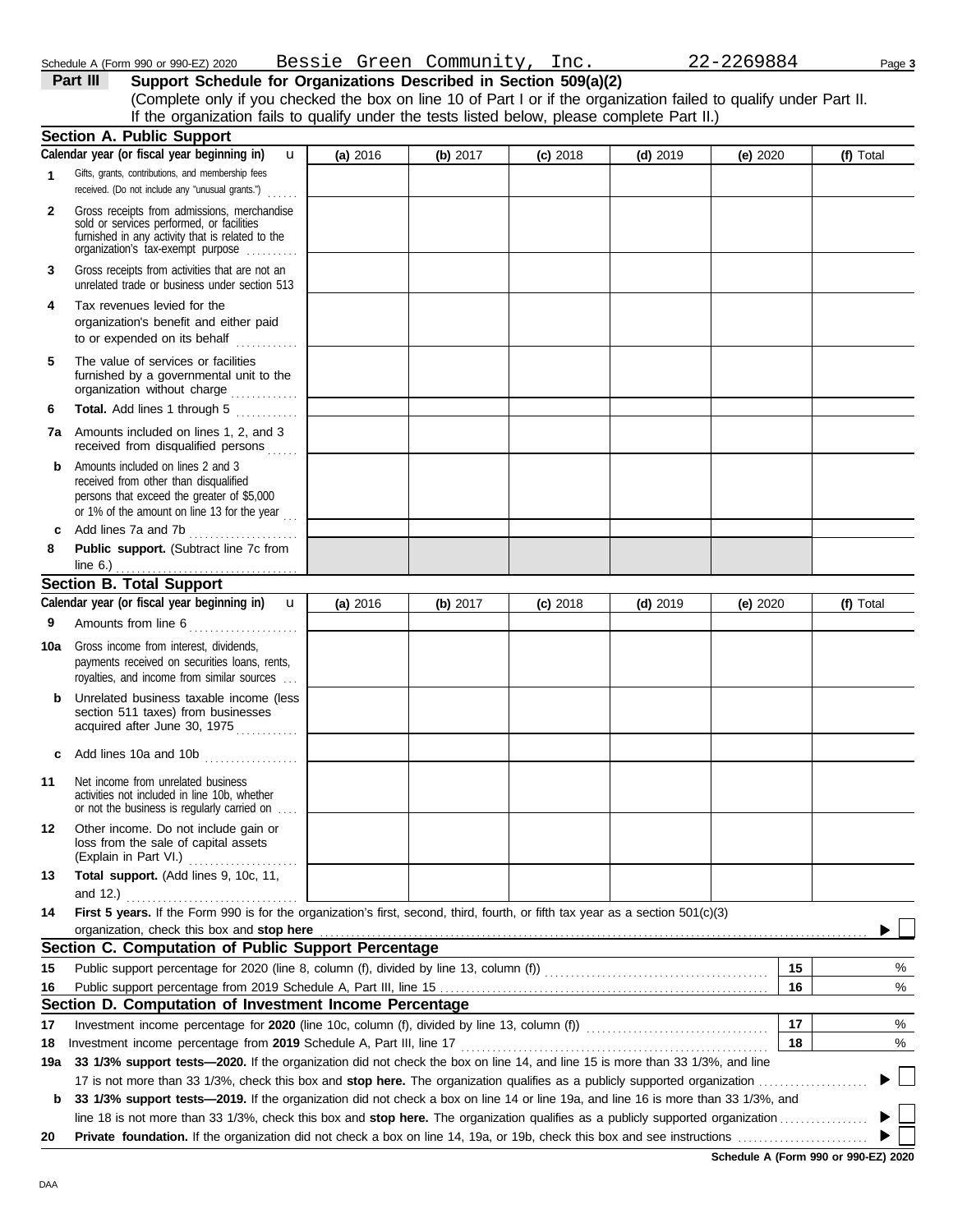Schedule A (Form 990 or 990-EZ) 2020 Bessie Green Community, Inc. 22-2269884 Page 3

## Part III Support Schedule for Organizations Described in Section 509(a)(2)

(Complete only if you checked the box on line 10 of Part I or if the organization failed to qualify under Part II. If the organization fails to qualify under the tests listed below, please complete Part II.)

### Section A. Public Support

| Calendar year (or fiscal year beginning in) | (a) 2016 | (b) 2017 | (c) 2018 | (d) 2019 | (e) 2020 | (f) Total |
|---|---|---|---|---|---|---|
| 1 Gifts, grants, contributions, and membership fees received. (Do not include any "unusual grants.") | | | | | | |
| 2 Gross receipts from admissions, merchandise sold or services performed, or facilities furnished in any activity that is related to the organization's tax-exempt purpose | | | | | | |
| 3 Gross receipts from activities that are not an unrelated trade or business under section 513 | | | | | | |
| 4 Tax revenues levied for the organization's benefit and either paid to or expended on its behalf | | | | | | |
| 5 The value of services or facilities furnished by a governmental unit to the organization without charge | | | | | | |
| 6 **Total.** Add lines 1 through 5 | | | | | | |
| 7a Amounts included on lines 1, 2, and 3 received from disqualified persons | | | | | | |
| b Amounts included on lines 2 and 3 received from other than disqualified persons that exceed the greater of $5,000 or 1% of the amount on line 13 for the year | | | | | | |
| c Add lines 7a and 7b | | | | | | |
| 8 **Public support.** (Subtract line 7c from line 6.) | | | | | | |

### Section B. Total Support

| Calendar year (or fiscal year beginning in) | (a) 2016 | (b) 2017 | (c) 2018 | (d) 2019 | (e) 2020 | (f) Total |
|---|---|---|---|---|---|---|
| 9 Amounts from line 6 | | | | | | |
| 10a Gross income from interest, dividends, payments received on securities loans, rents, royalties, and income from similar sources | | | | | | |
| b Unrelated business taxable income (less section 511 taxes) from businesses acquired after June 30, 1975 | | | | | | |
| c Add lines 10a and 10b | | | | | | |
| 11 Net income from unrelated business activities not included in line 10b, whether or not the business is regularly carried on | | | | | | |
| 12 Other income. Do not include gain or loss from the sale of capital assets (Explain in Part VI.) | | | | | | |
| 13 **Total support.** (Add lines 9, 10c, 11, and 12.) | | | | | | |

**14** **First 5 years.** If the Form 990 is for the organization's first, second, third, fourth, or fifth tax year as a section 501(c)(3) organization, check this box and **stop here** ☐

### Section C. Computation of Public Support Percentage

| | | | |
|---|---|---|---|
| 15 | Public support percentage for 2020 (line 8, column (f), divided by line 13, column (f)) | 15 | % |
| 16 | Public support percentage from 2019 Schedule A, Part III, line 15 | 16 | % |

### Section D. Computation of Investment Income Percentage

| | | | |
|---|---|---|---|
| 17 | Investment income percentage for **2020** (line 10c, column (f), divided by line 13, column (f)) | 17 | % |
| 18 | Investment income percentage from **2019** Schedule A, Part III, line 17 | 18 | % |

**19a** **33 1/3% support tests—2020.** If the organization did not check the box on line 14, and line 15 is more than 33 1/3%, and line 17 is not more than 33 1/3%, check this box and **stop here.** The organization qualifies as a publicly supported organization ☐

**b** **33 1/3% support tests—2019.** If the organization did not check a box on line 14 or line 19a, and line 16 is more than 33 1/3%, and line 18 is not more than 33 1/3%, check this box and **stop here.** The organization qualifies as a publicly supported organization ☐

**20** **Private foundation.** If the organization did not check a box on line 14, 19a, or 19b, check this box and see instructions ☐

**Schedule A (Form 990 or 990-EZ) 2020**

DAA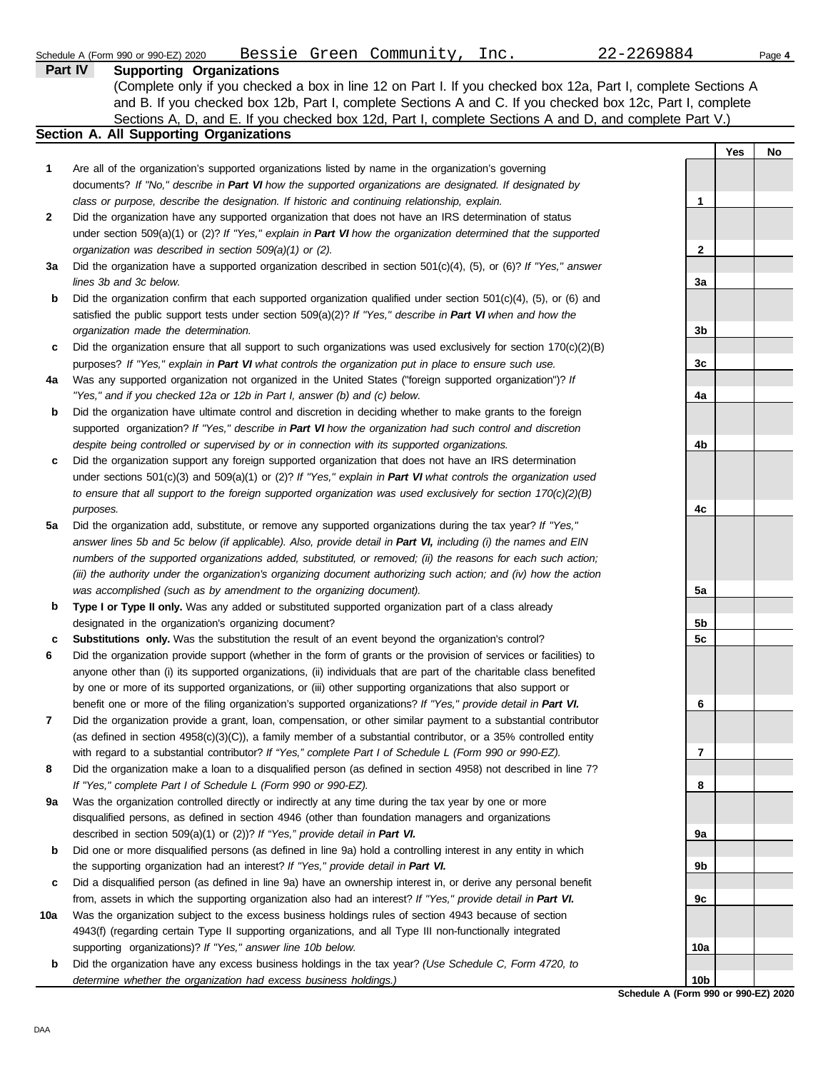Schedule A (Form 990 or 990-EZ) 2020 Bessie Green Community, Inc. 22-2269884

## Part IV Supporting Organizations

(Complete only if you checked a box in line 12 on Part I. If you checked box 12a, Part I, complete Sections A and B. If you checked box 12b, Part I, complete Sections A and C. If you checked box 12c, Part I, complete Sections A, D, and E. If you checked box 12d, Part I, complete Sections A and D, and complete Part V.)

### Section A. All Supporting Organizations

| | | | Yes | No |
|---|---|---|---|---|
| **1** | Are all of the organization's supported organizations listed by name in the organization's governing documents? *If "No," describe in **Part VI** how the supported organizations are designated. If designated by class or purpose, describe the designation. If historic and continuing relationship, explain.* | 1 | | |
| **2** | Did the organization have any supported organization that does not have an IRS determination of status under section 509(a)(1) or (2)? *If "Yes," explain in **Part VI** how the organization determined that the supported organization was described in section 509(a)(1) or (2).* | 2 | | |
| **3a** | Did the organization have a supported organization described in section 501(c)(4), (5), or (6)? *If "Yes," answer lines 3b and 3c below.* | 3a | | |
| **b** | Did the organization confirm that each supported organization qualified under section 501(c)(4), (5), or (6) and satisfied the public support tests under section 509(a)(2)? *If "Yes," describe in **Part VI** when and how the organization made the determination.* | 3b | | |
| **c** | Did the organization ensure that all support to such organizations was used exclusively for section 170(c)(2)(B) purposes? *If "Yes," explain in **Part VI** what controls the organization put in place to ensure such use.* | 3c | | |
| **4a** | Was any supported organization not organized in the United States ("foreign supported organization")? *If "Yes," and if you checked 12a or 12b in Part I, answer (b) and (c) below.* | 4a | | |
| **b** | Did the organization have ultimate control and discretion in deciding whether to make grants to the foreign supported organization? *If "Yes," describe in **Part VI** how the organization had such control and discretion despite being controlled or supervised by or in connection with its supported organizations.* | 4b | | |
| **c** | Did the organization support any foreign supported organization that does not have an IRS determination under sections 501(c)(3) and 509(a)(1) or (2)? *If "Yes," explain in **Part VI** what controls the organization used to ensure that all support to the foreign supported organization was used exclusively for section 170(c)(2)(B) purposes.* | 4c | | |
| **5a** | Did the organization add, substitute, or remove any supported organizations during the tax year? *If "Yes," answer lines 5b and 5c below (if applicable). Also, provide detail in **Part VI,** including (i) the names and EIN numbers of the supported organizations added, substituted, or removed; (ii) the reasons for each such action; (iii) the authority under the organization's organizing document authorizing such action; and (iv) how the action was accomplished (such as by amendment to the organizing document).* | 5a | | |
| **b** | **Type I or Type II only.** Was any added or substituted supported organization part of a class already designated in the organization's organizing document? | 5b | | |
| **c** | **Substitutions only.** Was the substitution the result of an event beyond the organization's control? | 5c | | |
| **6** | Did the organization provide support (whether in the form of grants or the provision of services or facilities) to anyone other than (i) its supported organizations, (ii) individuals that are part of the charitable class benefited by one or more of its supported organizations, or (iii) other supporting organizations that also support or benefit one or more of the filing organization's supported organizations? *If "Yes," provide detail in **Part VI.*** | 6 | | |
| **7** | Did the organization provide a grant, loan, compensation, or other similar payment to a substantial contributor (as defined in section 4958(c)(3)(C)), a family member of a substantial contributor, or a 35% controlled entity with regard to a substantial contributor? *If "Yes," complete Part I of Schedule L (Form 990 or 990-EZ).* | 7 | | |
| **8** | Did the organization make a loan to a disqualified person (as defined in section 4958) not described in line 7? *If "Yes," complete Part I of Schedule L (Form 990 or 990-EZ).* | 8 | | |
| **9a** | Was the organization controlled directly or indirectly at any time during the tax year by one or more disqualified persons, as defined in section 4946 (other than foundation managers and organizations described in section 509(a)(1) or (2))? *If "Yes," provide detail in **Part VI.*** | 9a | | |
| **b** | Did one or more disqualified persons (as defined in line 9a) hold a controlling interest in any entity in which the supporting organization had an interest? *If "Yes," provide detail in **Part VI.*** | 9b | | |
| **c** | Did a disqualified person (as defined in line 9a) have an ownership interest in, or derive any personal benefit from, assets in which the supporting organization also had an interest? *If "Yes," provide detail in **Part VI.*** | 9c | | |
| **10a** | Was the organization subject to the excess business holdings rules of section 4943 because of section 4943(f) (regarding certain Type II supporting organizations, and all Type III non-functionally integrated supporting organizations)? *If "Yes," answer line 10b below.* | 10a | | |
| **b** | Did the organization have any excess business holdings in the tax year? *(Use Schedule C, Form 4720, to determine whether the organization had excess business holdings.)* | 10b | | |

**Schedule A (Form 990 or 990-EZ) 2020**

DAA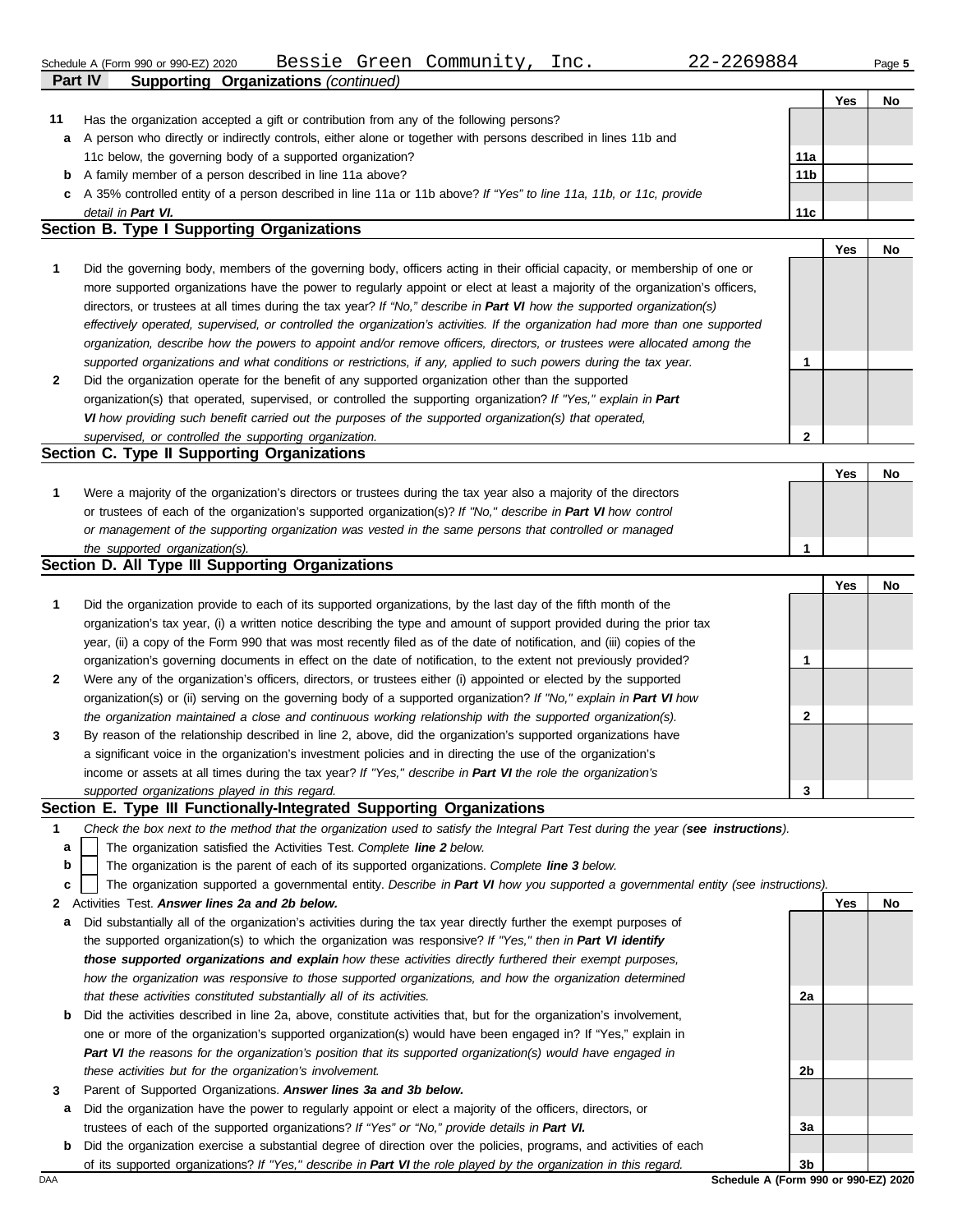Schedule A (Form 990 or 990-EZ) 2020 Bessie Green Community, Inc. 22-2269884

**Part IV Supporting Organizations** *(continued)*

| | | | Yes | No |
|---|---|---|---|---|
| **11** | Has the organization accepted a gift or contribution from any of the following persons? | | | |
| **a** | A person who directly or indirectly controls, either alone or together with persons described in lines 11b and 11c below, the governing body of a supported organization? | 11a | | |
| **b** | A family member of a person described in line 11a above? | 11b | | |
| **c** | A 35% controlled entity of a person described in line 11a or 11b above? *If "Yes" to line 11a, 11b, or 11c, provide detail in **Part VI.*** | 11c | | |

## Section B. Type I Supporting Organizations

| | | | Yes | No |
|---|---|---|---|---|
| **1** | Did the governing body, members of the governing body, officers acting in their official capacity, or membership of one or more supported organizations have the power to regularly appoint or elect at least a majority of the organization's officers, directors, or trustees at all times during the tax year? *If "No," describe in **Part VI** how the supported organization(s) effectively operated, supervised, or controlled the organization's activities. If the organization had more than one supported organization, describe how the powers to appoint and/or remove officers, directors, or trustees were allocated among the supported organizations and what conditions or restrictions, if any, applied to such powers during the tax year.* | 1 | | |
| **2** | Did the organization operate for the benefit of any supported organization other than the supported organization(s) that operated, supervised, or controlled the supporting organization? *If "Yes," explain in **Part VI** how providing such benefit carried out the purposes of the supported organization(s) that operated, supervised, or controlled the supporting organization.* | 2 | | |

## Section C. Type II Supporting Organizations

| | | | Yes | No |
|---|---|---|---|---|
| **1** | Were a majority of the organization's directors or trustees during the tax year also a majority of the directors or trustees of each of the organization's supported organization(s)? *If "No," describe in **Part VI** how control or management of the supporting organization was vested in the same persons that controlled or managed the supported organization(s).* | 1 | | |

## Section D. All Type III Supporting Organizations

| | | | Yes | No |
|---|---|---|---|---|
| **1** | Did the organization provide to each of its supported organizations, by the last day of the fifth month of the organization's tax year, (i) a written notice describing the type and amount of support provided during the prior tax year, (ii) a copy of the Form 990 that was most recently filed as of the date of notification, and (iii) copies of the organization's governing documents in effect on the date of notification, to the extent not previously provided? | 1 | | |
| **2** | Were any of the organization's officers, directors, or trustees either (i) appointed or elected by the supported organization(s) or (ii) serving on the governing body of a supported organization? *If "No," explain in **Part VI** how the organization maintained a close and continuous working relationship with the supported organization(s).* | 2 | | |
| **3** | By reason of the relationship described in line 2, above, did the organization's supported organizations have a significant voice in the organization's investment policies and in directing the use of the organization's income or assets at all times during the tax year? *If "Yes," describe in **Part VI** the role the organization's supported organizations played in this regard.* | 3 | | |

## Section E. Type III Functionally-Integrated Supporting Organizations

**1** *Check the box next to the method that the organization used to satisfy the Integral Part Test during the year (**see instructions**).*

- **a** ☐ The organization satisfied the Activities Test. *Complete **line 2** below.*
- **b** ☐ The organization is the parent of each of its supported organizations. *Complete **line 3** below.*
- **c** ☐ The organization supported a governmental entity. *Describe in **Part VI** how you supported a governmental entity (see instructions).*

| | | | Yes | No |
|---|---|---|---|---|
| **2** | Activities Test. ***Answer lines 2a and 2b below.*** | | | |
| **a** | Did substantially all of the organization's activities during the tax year directly further the exempt purposes of the supported organization(s) to which the organization was responsive? *If "Yes," then in **Part VI identify those supported organizations and explain** how these activities directly furthered their exempt purposes, how the organization was responsive to those supported organizations, and how the organization determined that these activities constituted substantially all of its activities.* | 2a | | |
| **b** | Did the activities described in line 2a, above, constitute activities that, but for the organization's involvement, one or more of the organization's supported organization(s) would have been engaged in? If "Yes," explain in ***Part VI** the reasons for the organization's position that its supported organization(s) would have engaged in these activities but for the organization's involvement.* | 2b | | |
| **3** | Parent of Supported Organizations. ***Answer lines 3a and 3b below.*** | | | |
| **a** | Did the organization have the power to regularly appoint or elect a majority of the officers, directors, or trustees of each of the supported organizations? *If "Yes" or "No," provide details in **Part VI.*** | 3a | | |
| **b** | Did the organization exercise a substantial degree of direction over the policies, programs, and activities of each of its supported organizations? *If "Yes," describe in **Part VI** the role played by the organization in this regard.* | 3b | | |

DAA **Schedule A (Form 990 or 990-EZ) 2020**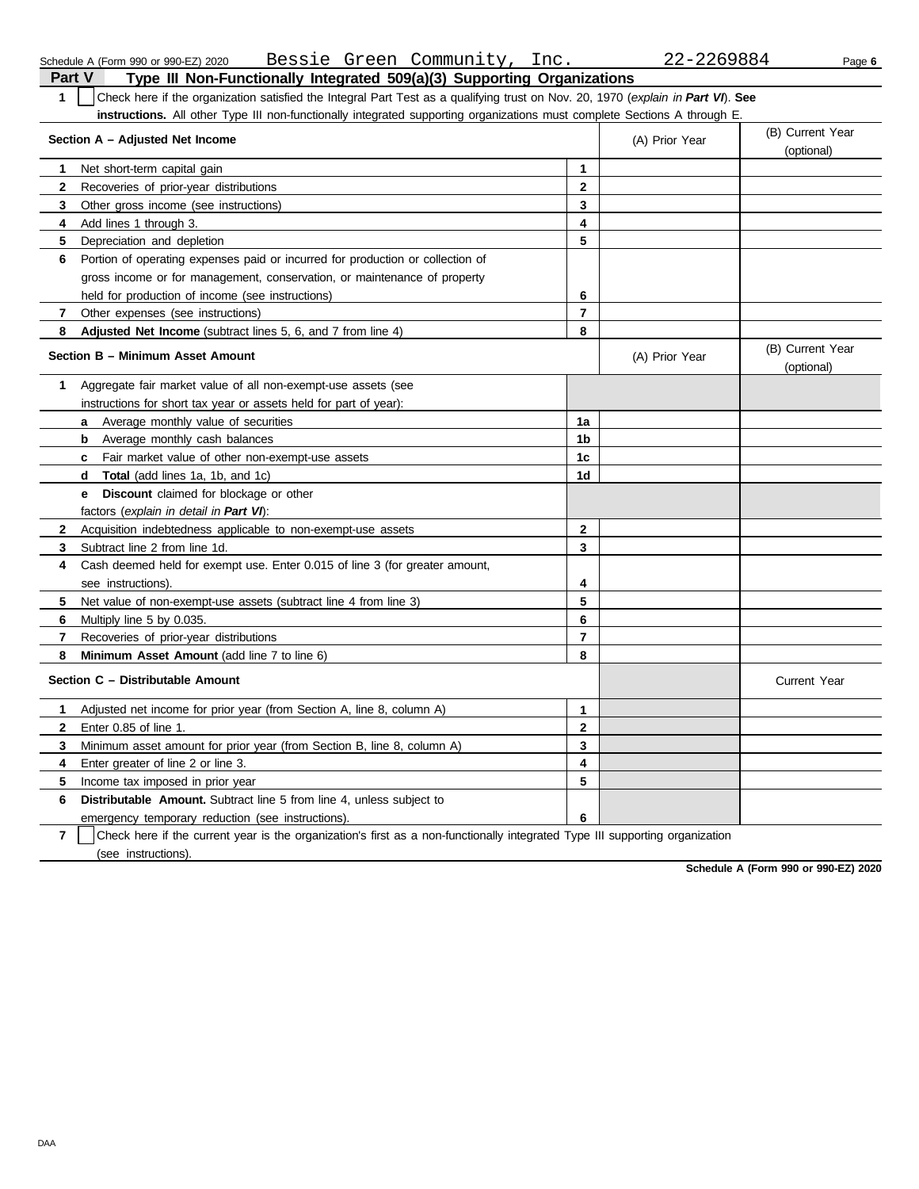Schedule A (Form 990 or 990-EZ) 2020 Bessie Green Community, Inc. 22-2269884

## Part V Type III Non-Functionally Integrated 509(a)(3) Supporting Organizations

**1** ☐ Check here if the organization satisfied the Integral Part Test as a qualifying trust on Nov. 20, 1970 (*explain in **Part VI***). **See instructions.** All other Type III non-functionally integrated supporting organizations must complete Sections A through E.

| Section A – Adjusted Net Income | | (A) Prior Year | (B) Current Year (optional) |
|---|---|---|---|
| **1** Net short-term capital gain | 1 | | |
| **2** Recoveries of prior-year distributions | 2 | | |
| **3** Other gross income (see instructions) | 3 | | |
| **4** Add lines 1 through 3. | 4 | | |
| **5** Depreciation and depletion | 5 | | |
| **6** Portion of operating expenses paid or incurred for production or collection of gross income or for management, conservation, or maintenance of property held for production of income (see instructions) | 6 | | |
| **7** Other expenses (see instructions) | 7 | | |
| **8** **Adjusted Net Income** (subtract lines 5, 6, and 7 from line 4) | 8 | | |

| Section B – Minimum Asset Amount | | (A) Prior Year | (B) Current Year (optional) |
|---|---|---|---|
| **1** Aggregate fair market value of all non-exempt-use assets (see instructions for short tax year or assets held for part of year): | | | |
| **a** Average monthly value of securities | 1a | | |
| **b** Average monthly cash balances | 1b | | |
| **c** Fair market value of other non-exempt-use assets | 1c | | |
| **d** **Total** (add lines 1a, 1b, and 1c) | 1d | | |
| **e** **Discount** claimed for blockage or other factors (*explain in detail in **Part VI***): | | | |
| **2** Acquisition indebtedness applicable to non-exempt-use assets | 2 | | |
| **3** Subtract line 2 from line 1d. | 3 | | |
| **4** Cash deemed held for exempt use. Enter 0.015 of line 3 (for greater amount, see instructions). | 4 | | |
| **5** Net value of non-exempt-use assets (subtract line 4 from line 3) | 5 | | |
| **6** Multiply line 5 by 0.035. | 6 | | |
| **7** Recoveries of prior-year distributions | 7 | | |
| **8** **Minimum Asset Amount** (add line 7 to line 6) | 8 | | |

| Section C – Distributable Amount | | | Current Year |
|---|---|---|---|
| **1** Adjusted net income for prior year (from Section A, line 8, column A) | 1 | | |
| **2** Enter 0.85 of line 1. | 2 | | |
| **3** Minimum asset amount for prior year (from Section B, line 8, column A) | 3 | | |
| **4** Enter greater of line 2 or line 3. | 4 | | |
| **5** Income tax imposed in prior year | 5 | | |
| **6** **Distributable Amount.** Subtract line 5 from line 4, unless subject to emergency temporary reduction (see instructions). | 6 | | |

**7** ☐ Check here if the current year is the organization's first as a non-functionally integrated Type III supporting organization (see instructions).

**Schedule A (Form 990 or 990-EZ) 2020**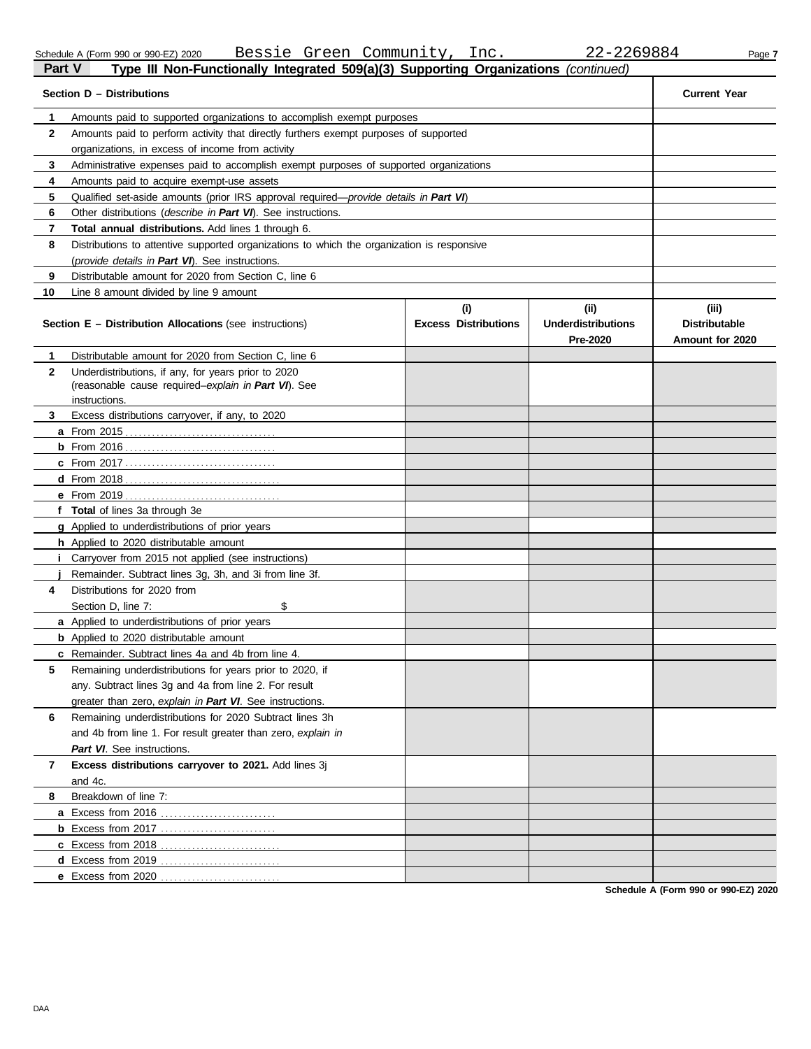Schedule A (Form 990 or 990-EZ) 2020 Bessie Green Community, Inc. 22-2269884

## Part V Type III Non-Functionally Integrated 509(a)(3) Supporting Organizations *(continued)*

| | **Section D – Distributions** | **Current Year** |
|---|---|---|
| **1** | Amounts paid to supported organizations to accomplish exempt purposes | |
| **2** | Amounts paid to perform activity that directly furthers exempt purposes of supported organizations, in excess of income from activity | |
| **3** | Administrative expenses paid to accomplish exempt purposes of supported organizations | |
| **4** | Amounts paid to acquire exempt-use assets | |
| **5** | Qualified set-aside amounts (prior IRS approval required—*provide details in **Part VI***) | |
| **6** | Other distributions (*describe in **Part VI***). See instructions. | |
| **7** | **Total annual distributions.** Add lines 1 through 6. | |
| **8** | Distributions to attentive supported organizations to which the organization is responsive (*provide details in **Part VI***). See instructions. | |
| **9** | Distributable amount for 2020 from Section C, line 6 | |
| **10** | Line 8 amount divided by line 9 amount | |

| | **Section E – Distribution Allocations** (see instructions) | **(i) Excess Distributions** | **(ii) Underdistributions Pre-2020** | **(iii) Distributable Amount for 2020** |
|---|---|---|---|---|
| **1** | Distributable amount for 2020 from Section C, line 6 | | | |
| **2** | Underdistributions, if any, for years prior to 2020 (reasonable cause required–*explain in **Part VI***). See instructions. | | | |
| **3** | Excess distributions carryover, if any, to 2020 | | | |
| **a** | From 2015 | | | |
| **b** | From 2016 | | | |
| **c** | From 2017 | | | |
| **d** | From 2018 | | | |
| **e** | From 2019 | | | |
| **f** | **Total** of lines 3a through 3e | | | |
| **g** | Applied to underdistributions of prior years | | | |
| **h** | Applied to 2020 distributable amount | | | |
| **i** | Carryover from 2015 not applied (see instructions) | | | |
| **j** | Remainder. Subtract lines 3g, 3h, and 3i from line 3f. | | | |
| **4** | Distributions for 2020 from Section D, line 7: $ | | | |
| **a** | Applied to underdistributions of prior years | | | |
| **b** | Applied to 2020 distributable amount | | | |
| **c** | Remainder. Subtract lines 4a and 4b from line 4. | | | |
| **5** | Remaining underdistributions for years prior to 2020, if any. Subtract lines 3g and 4a from line 2. For result greater than zero, *explain in **Part VI***. See instructions. | | | |
| **6** | Remaining underdistributions for 2020 Subtract lines 3h and 4b from line 1. For result greater than zero, *explain in **Part VI***. See instructions. | | | |
| **7** | **Excess distributions carryover to 2021.** Add lines 3j and 4c. | | | |
| **8** | Breakdown of line 7: | | | |
| **a** | Excess from 2016 | | | |
| **b** | Excess from 2017 | | | |
| **c** | Excess from 2018 | | | |
| **d** | Excess from 2019 | | | |
| **e** | Excess from 2020 | | | |

**Schedule A (Form 990 or 990-EZ) 2020**

DAA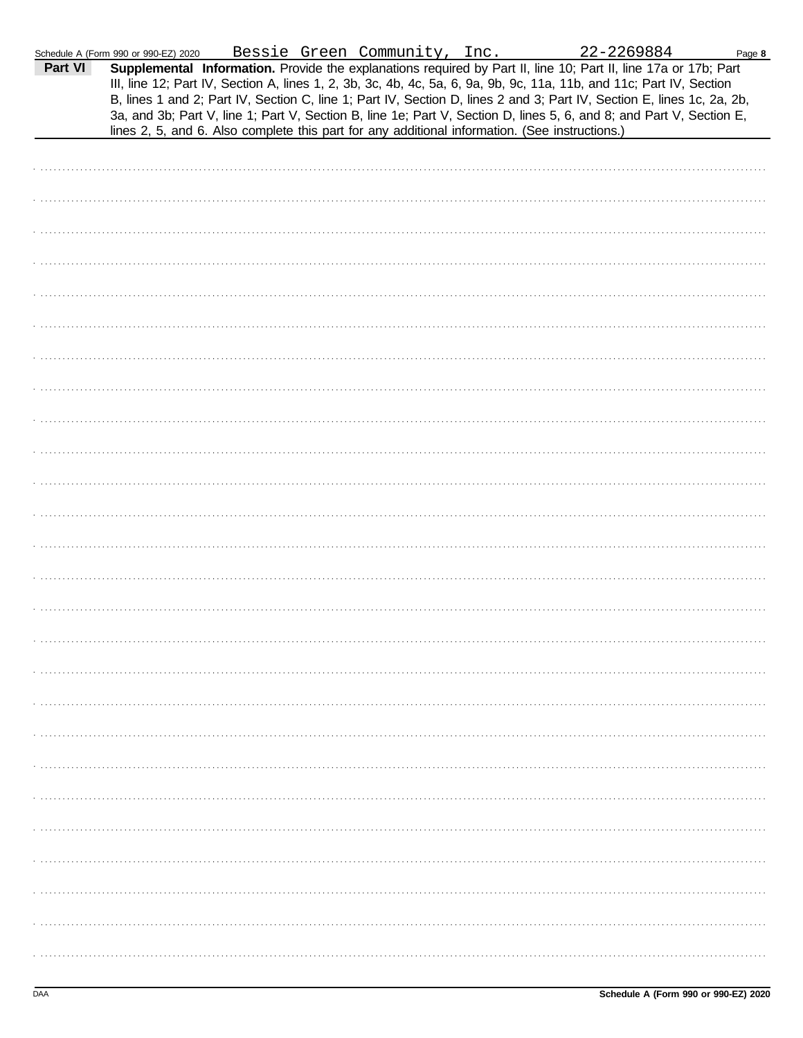Schedule A (Form 990 or 990-EZ) 2020 Bessie Green Community, Inc. 22-2269884 Page **8**

**Part VI** **Supplemental Information.** Provide the explanations required by Part II, line 10; Part II, line 17a or 17b; Part III, line 12; Part IV, Section A, lines 1, 2, 3b, 3c, 4b, 4c, 5a, 6, 9a, 9b, 9c, 11a, 11b, and 11c; Part IV, Section B, lines 1 and 2; Part IV, Section C, line 1; Part IV, Section D, lines 2 and 3; Part IV, Section E, lines 1c, 2a, 2b, 3a, and 3b; Part V, line 1; Part V, Section B, line 1e; Part V, Section D, lines 5, 6, and 8; and Part V, Section E, lines 2, 5, and 6. Also complete this part for any additional information. (See instructions.)

DAA **Schedule A (Form 990 or 990-EZ) 2020**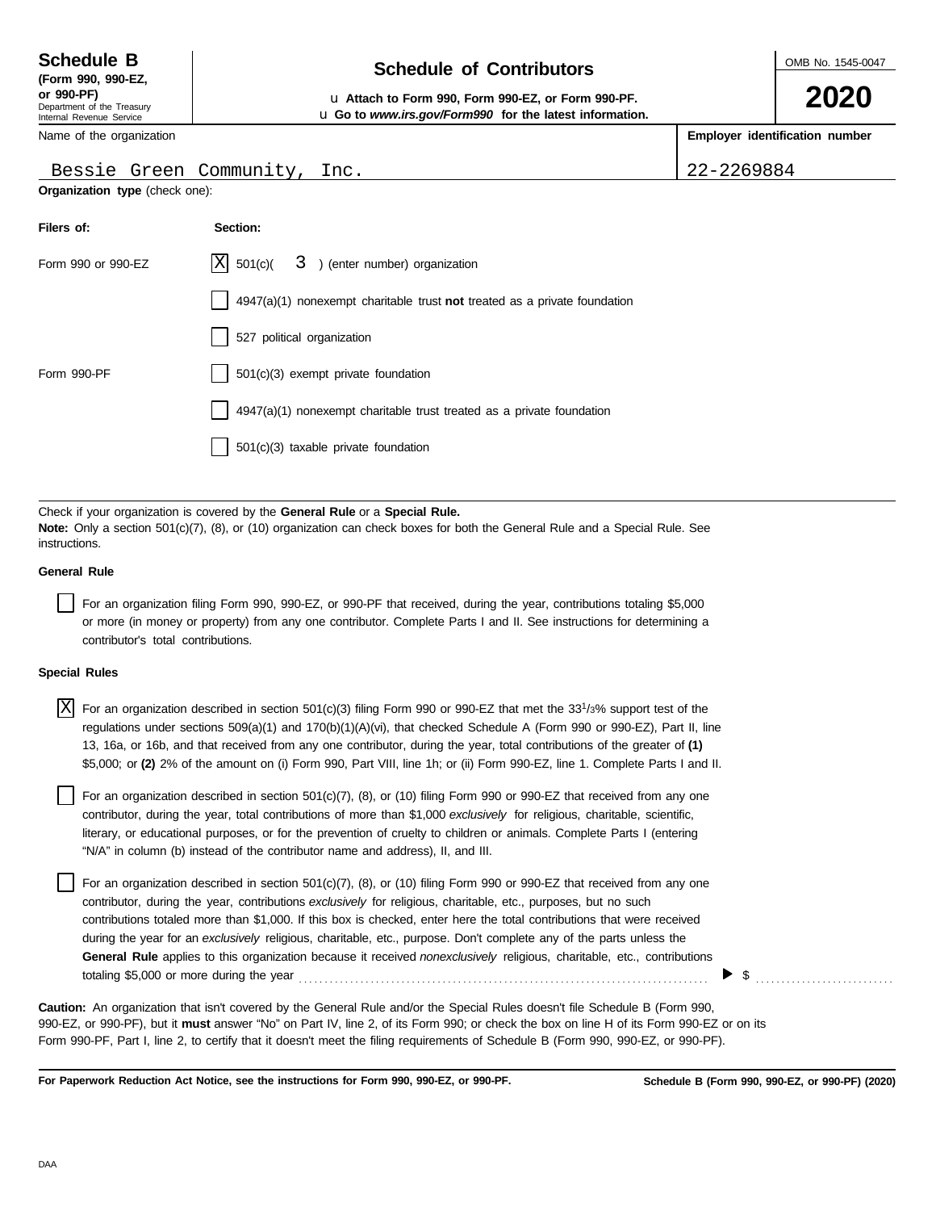**Schedule B**
**(Form 990, 990-EZ, or 990-PF)**
Department of the Treasury
Internal Revenue Service

# Schedule of Contributors

u **Attach to Form 990, Form 990-EZ, or Form 990-PF.**
u **Go to *www.irs.gov/Form990* for the latest information.**

OMB No. 1545-0047

**2020**

| Name of the organization | **Employer identification number** |
|---|---|
| Bessie Green Community, Inc. | 22-2269884 |

**Organization type** (check one):

| **Filers of:** | **Section:** |
|---|---|
| Form 990 or 990-EZ | [X] 501(c)( 3 ) (enter number) organization |
| | [ ] 4947(a)(1) nonexempt charitable trust **not** treated as a private foundation |
| | [ ] 527 political organization |
| Form 990-PF | [ ] 501(c)(3) exempt private foundation |
| | [ ] 4947(a)(1) nonexempt charitable trust treated as a private foundation |
| | [ ] 501(c)(3) taxable private foundation |

Check if your organization is covered by the **General Rule** or a **Special Rule.**
**Note:** Only a section 501(c)(7), (8), or (10) organization can check boxes for both the General Rule and a Special Rule. See instructions.

**General Rule**

[ ] For an organization filing Form 990, 990-EZ, or 990-PF that received, during the year, contributions totaling $5,000 or more (in money or property) from any one contributor. Complete Parts I and II. See instructions for determining a contributor's total contributions.

**Special Rules**

[X] For an organization described in section 501(c)(3) filing Form 990 or 990-EZ that met the 33 1/3% support test of the regulations under sections 509(a)(1) and 170(b)(1)(A)(vi), that checked Schedule A (Form 990 or 990-EZ), Part II, line 13, 16a, or 16b, and that received from any one contributor, during the year, total contributions of the greater of **(1)** $5,000; or **(2)** 2% of the amount on (i) Form 990, Part VIII, line 1h; or (ii) Form 990-EZ, line 1. Complete Parts I and II.

[ ] For an organization described in section 501(c)(7), (8), or (10) filing Form 990 or 990-EZ that received from any one contributor, during the year, total contributions of more than $1,000 *exclusively* for religious, charitable, scientific, literary, or educational purposes, or for the prevention of cruelty to children or animals. Complete Parts I (entering "N/A" in column (b) instead of the contributor name and address), II, and III.

[ ] For an organization described in section 501(c)(7), (8), or (10) filing Form 990 or 990-EZ that received from any one contributor, during the year, contributions *exclusively* for religious, charitable, etc., purposes, but no such contributions totaled more than $1,000. If this box is checked, enter here the total contributions that were received during the year for an *exclusively* religious, charitable, etc., purpose. Don't complete any of the parts unless the **General Rule** applies to this organization because it received *nonexclusively* religious, charitable, etc., contributions totaling $5,000 or more during the year . . . . . . . . . . . . . . . . . . . . ▶ $ . . . . . . . . . . . .

**Caution:** An organization that isn't covered by the General Rule and/or the Special Rules doesn't file Schedule B (Form 990, 990-EZ, or 990-PF), but it **must** answer "No" on Part IV, line 2, of its Form 990; or check the box on line H of its Form 990-EZ or on its Form 990-PF, Part I, line 2, to certify that it doesn't meet the filing requirements of Schedule B (Form 990, 990-EZ, or 990-PF).

**For Paperwork Reduction Act Notice, see the instructions for Form 990, 990-EZ, or 990-PF.** **Schedule B (Form 990, 990-EZ, or 990-PF) (2020)**

DAA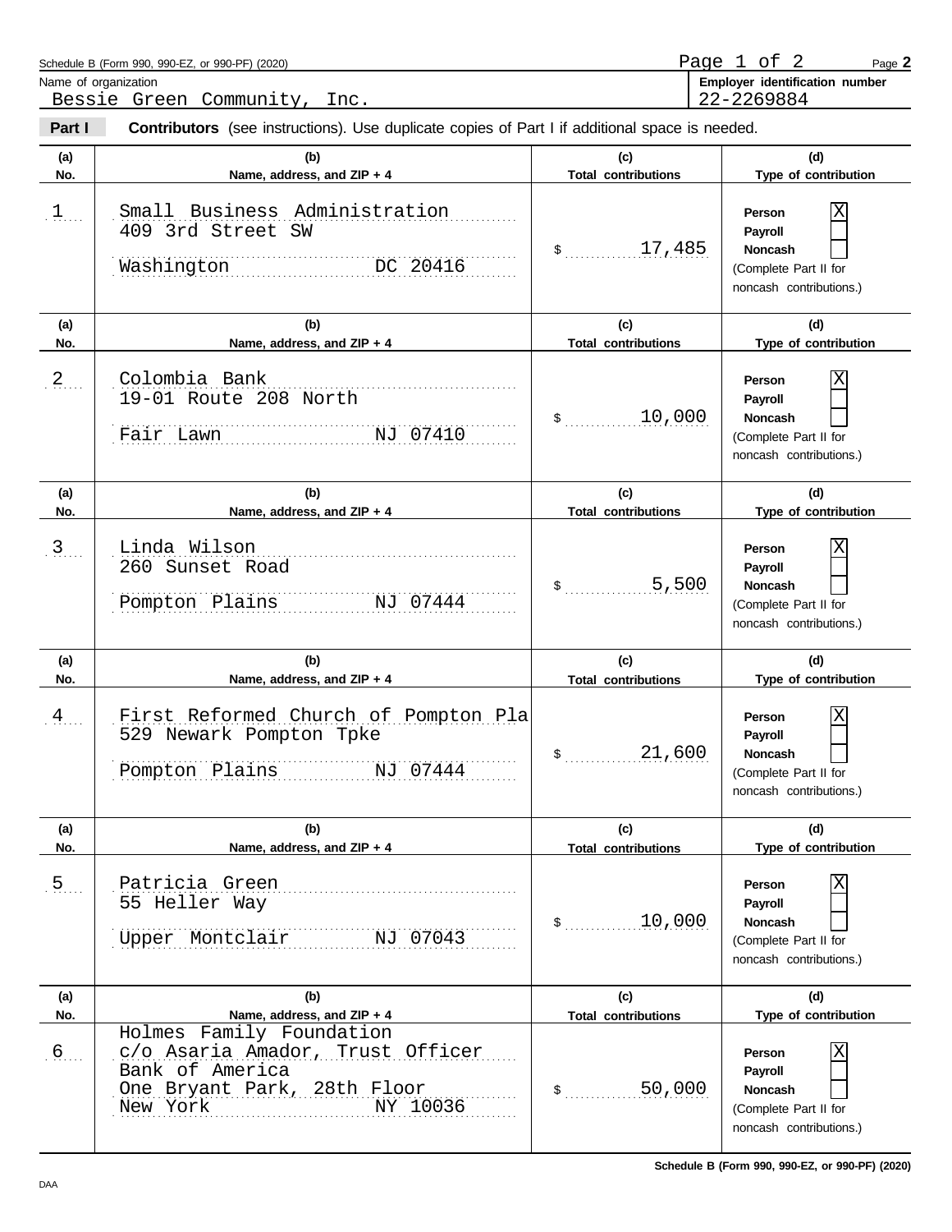Schedule B (Form 990, 990-EZ, or 990-PF) (2020)

Name of organization: Bessie Green Community, Inc.

Employer identification number: 22-2269884

**Part I** **Contributors** (see instructions). Use duplicate copies of Part I if additional space is needed.

| (a) No. | (b) Name, address, and ZIP + 4 | (c) Total contributions | (d) Type of contribution |
|---|---|---|---|
| 1 | Small Business Administration<br>409 3rd Street SW<br>Washington DC 20416 | $ 17,485 | Person [X]<br>Payroll [ ]<br>Noncash [ ]<br>(Complete Part II for noncash contributions.) |
| 2 | Colombia Bank<br>19-01 Route 208 North<br>Fair Lawn NJ 07410 | $ 10,000 | Person [X]<br>Payroll [ ]<br>Noncash [ ]<br>(Complete Part II for noncash contributions.) |
| 3 | Linda Wilson<br>260 Sunset Road<br>Pompton Plains NJ 07444 | $ 5,500 | Person [X]<br>Payroll [ ]<br>Noncash [ ]<br>(Complete Part II for noncash contributions.) |
| 4 | First Reformed Church of Pompton Pla<br>529 Newark Pompton Tpke<br>Pompton Plains NJ 07444 | $ 21,600 | Person [X]<br>Payroll [ ]<br>Noncash [ ]<br>(Complete Part II for noncash contributions.) |
| 5 | Patricia Green<br>55 Heller Way<br>Upper Montclair NJ 07043 | $ 10,000 | Person [X]<br>Payroll [ ]<br>Noncash [ ]<br>(Complete Part II for noncash contributions.) |
| 6 | Holmes Family Foundation<br>c/o Asaria Amador, Trust Officer<br>Bank of America<br>One Bryant Park, 28th Floor<br>New York NY 10036 | $ 50,000 | Person [X]<br>Payroll [ ]<br>Noncash [ ]<br>(Complete Part II for noncash contributions.) |

Schedule B (Form 990, 990-EZ, or 990-PF) (2020)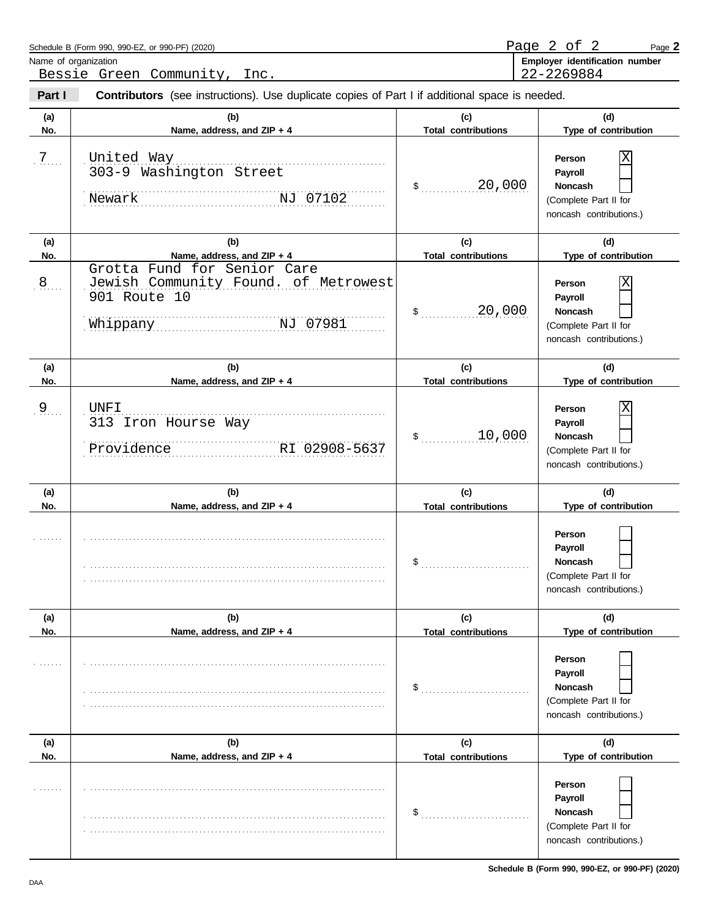Schedule B (Form 990, 990-EZ, or 990-PF) (2020) Page **2**

Name of organization: Bessie Green Community, Inc.

**Employer identification number:** 22-2269884

**Part I** **Contributors** (see instructions). Use duplicate copies of Part I if additional space is needed.

| (a) No. | (b) Name, address, and ZIP + 4 | (c) Total contributions | (d) Type of contribution |
|---|---|---|---|
| 7 | United Way<br>303-9 Washington Street<br>Newark NJ 07102 | $ 20,000 | Person [X]<br>Payroll [ ]<br>Noncash [ ]<br>(Complete Part II for noncash contributions.) |
| 8 | Grotta Fund for Senior Care<br>Jewish Community Found. of Metrowest<br>901 Route 10<br>Whippany NJ 07981 | $ 20,000 | Person [X]<br>Payroll [ ]<br>Noncash [ ]<br>(Complete Part II for noncash contributions.) |
| 9 | UNFI<br>313 Iron Hourse Way<br>Providence RI 02908-5637 | $ 10,000 | Person [X]<br>Payroll [ ]<br>Noncash [ ]<br>(Complete Part II for noncash contributions.) |
| | | $ | Person [ ]<br>Payroll [ ]<br>Noncash [ ]<br>(Complete Part II for noncash contributions.) |
| | | $ | Person [ ]<br>Payroll [ ]<br>Noncash [ ]<br>(Complete Part II for noncash contributions.) |
| | | $ | Person [ ]<br>Payroll [ ]<br>Noncash [ ]<br>(Complete Part II for noncash contributions.) |

**Schedule B (Form 990, 990-EZ, or 990-PF) (2020)**

DAA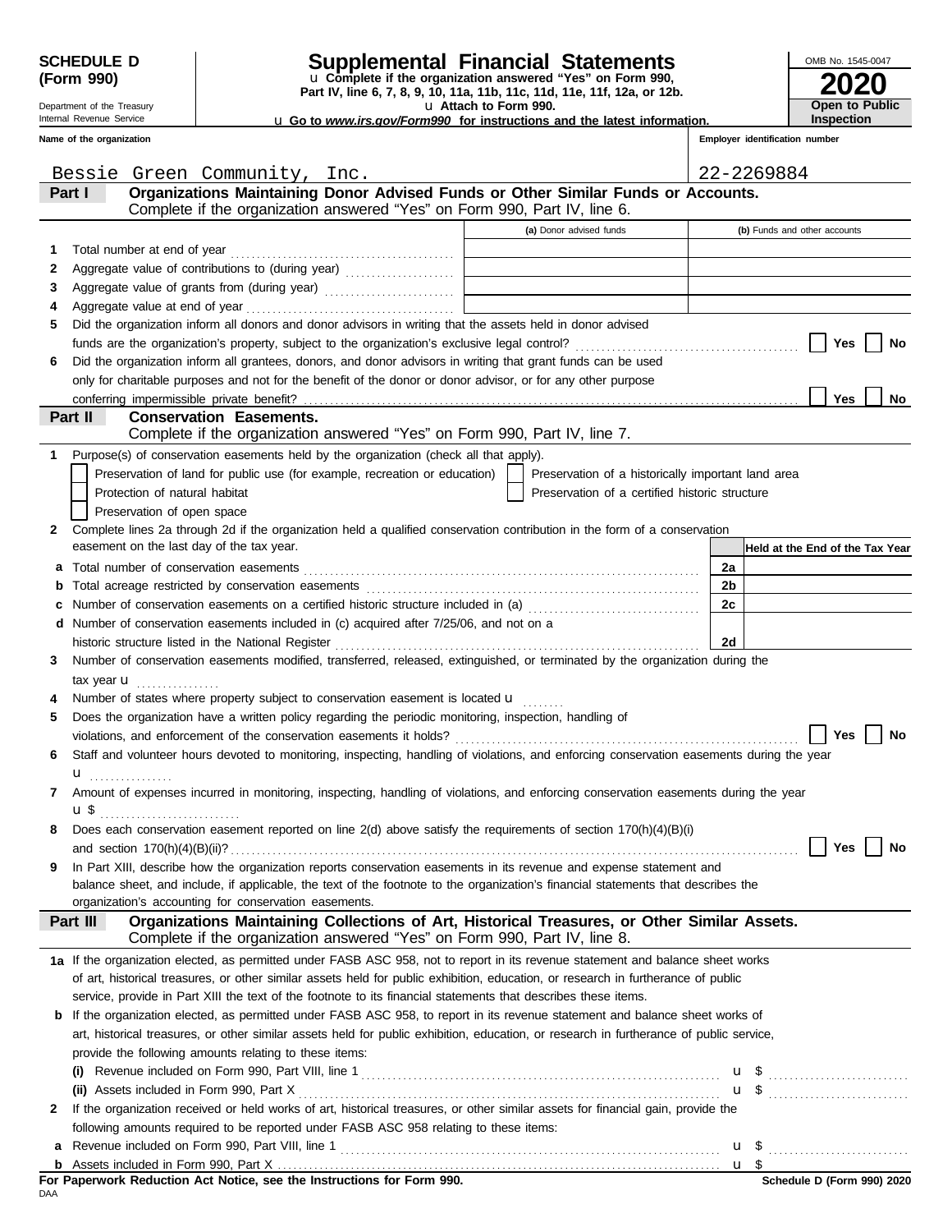**SCHEDULE D (Form 990)**

Department of the Treasury
Internal Revenue Service

# Supplemental Financial Statements

u Complete if the organization answered "Yes" on Form 990, Part IV, line 6, 7, 8, 9, 10, 11a, 11b, 11c, 11d, 11e, 11f, 12a, or 12b.

u Attach to Form 990.

u Go to *www.irs.gov/Form990* for instructions and the latest information.

OMB No. 1545-0047

**2020**

**Open to Public Inspection**

| Name of the organization | Employer identification number |
|---|---|
| Bessie Green Community, Inc. | 22-2269884 |

## Part I — Organizations Maintaining Donor Advised Funds or Other Similar Funds or Accounts.

Complete if the organization answered "Yes" on Form 990, Part IV, line 6.

| | | (a) Donor advised funds | (b) Funds and other accounts |
|---|---|---|---|
| 1 | Total number at end of year | | |
| 2 | Aggregate value of contributions to (during year) | | |
| 3 | Aggregate value of grants from (during year) | | |
| 4 | Aggregate value at end of year | | |

5 Did the organization inform all donors and donor advisors in writing that the assets held in donor advised funds are the organization's property, subject to the organization's exclusive legal control? ☐ Yes ☐ No

6 Did the organization inform all grantees, donors, and donor advisors in writing that grant funds can be used only for charitable purposes and not for the benefit of the donor or donor advisor, or for any other purpose conferring impermissible private benefit? ☐ Yes ☐ No

## Part II — Conservation Easements.

Complete if the organization answered "Yes" on Form 990, Part IV, line 7.

1 Purpose(s) of conservation easements held by the organization (check all that apply).

☐ Preservation of land for public use (for example, recreation or education)
☐ Preservation of a historically important land area
☐ Protection of natural habitat
☐ Preservation of a certified historic structure
☐ Preservation of open space

2 Complete lines 2a through 2d if the organization held a qualified conservation contribution in the form of a conservation easement on the last day of the tax year.

| | | | Held at the End of the Tax Year |
|---|---|---|---|
| a | Total number of conservation easements | 2a | |
| b | Total acreage restricted by conservation easements | 2b | |
| c | Number of conservation easements on a certified historic structure included in (a) | 2c | |
| d | Number of conservation easements included in (c) acquired after 7/25/06, and not on a historic structure listed in the National Register | 2d | |

3 Number of conservation easements modified, transferred, released, extinguished, or terminated by the organization during the tax year u

4 Number of states where property subject to conservation easement is located u

5 Does the organization have a written policy regarding the periodic monitoring, inspection, handling of violations, and enforcement of the conservation easements it holds? ☐ Yes ☐ No

6 Staff and volunteer hours devoted to monitoring, inspecting, handling of violations, and enforcing conservation easements during the year u

7 Amount of expenses incurred in monitoring, inspecting, handling of violations, and enforcing conservation easements during the year u $

8 Does each conservation easement reported on line 2(d) above satisfy the requirements of section 170(h)(4)(B)(i) and section 170(h)(4)(B)(ii)? ☐ Yes ☐ No

9 In Part XIII, describe how the organization reports conservation easements in its revenue and expense statement and balance sheet, and include, if applicable, the text of the footnote to the organization's financial statements that describes the organization's accounting for conservation easements.

## Part III — Organizations Maintaining Collections of Art, Historical Treasures, or Other Similar Assets.

Complete if the organization answered "Yes" on Form 990, Part IV, line 8.

1a If the organization elected, as permitted under FASB ASC 958, not to report in its revenue statement and balance sheet works of art, historical treasures, or other similar assets held for public exhibition, education, or research in furtherance of public service, provide in Part XIII the text of the footnote to its financial statements that describes these items.

b If the organization elected, as permitted under FASB ASC 958, to report in its revenue statement and balance sheet works of art, historical treasures, or other similar assets held for public exhibition, education, or research in furtherance of public service, provide the following amounts relating to these items:

(i) Revenue included on Form 990, Part VIII, line 1 u $

(ii) Assets included in Form 990, Part X u $

2 If the organization received or held works of art, historical treasures, or other similar assets for financial gain, provide the following amounts required to be reported under FASB ASC 958 relating to these items:

a Revenue included on Form 990, Part VIII, line 1 u $

b Assets included in Form 990, Part X u $

**For Paperwork Reduction Act Notice, see the Instructions for Form 990.**

DAA

**Schedule D (Form 990) 2020**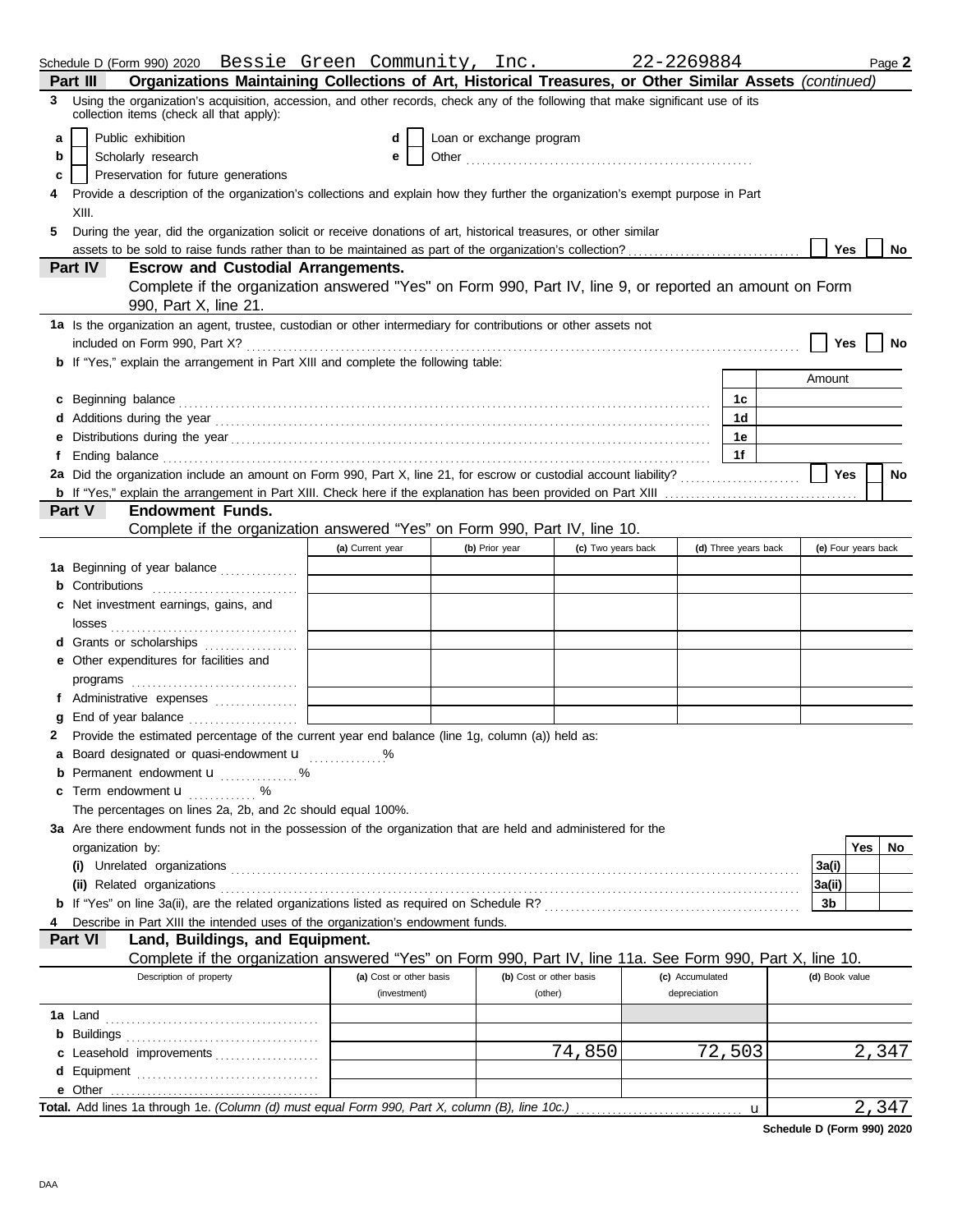Schedule D (Form 990) 2020 Bessie Green Community, Inc. 22-2269884 Page **2**

**Part III** **Organizations Maintaining Collections of Art, Historical Treasures, or Other Similar Assets** *(continued)*

**3** Using the organization's acquisition, accession, and other records, check any of the following that make significant use of its collection items (check all that apply):

- **a** ☐ Public exhibition
- **b** ☐ Scholarly research
- **c** ☐ Preservation for future generations
- **d** ☐ Loan or exchange program
- **e** ☐ Other

**4** Provide a description of the organization's collections and explain how they further the organization's exempt purpose in Part XIII.

**5** During the year, did the organization solicit or receive donations of art, historical treasures, or other similar assets to be sold to raise funds rather than to be maintained as part of the organization's collection? ☐ Yes ☐ No

**Part IV** **Escrow and Custodial Arrangements.**
Complete if the organization answered "Yes" on Form 990, Part IV, line 9, or reported an amount on Form 990, Part X, line 21.

**1a** Is the organization an agent, trustee, custodian or other intermediary for contributions or other assets not included on Form 990, Part X? ☐ Yes ☐ No

**b** If "Yes," explain the arrangement in Part XIII and complete the following table:

| | | Amount |
|---|---|---|
| **c** Beginning balance | 1c | |
| **d** Additions during the year | 1d | |
| **e** Distributions during the year | 1e | |
| **f** Ending balance | 1f | |

**2a** Did the organization include an amount on Form 990, Part X, line 21, for escrow or custodial account liability? ☐ Yes ☐ No

**b** If "Yes," explain the arrangement in Part XIII. Check here if the explanation has been provided on Part XIII ☐

**Part V** **Endowment Funds.**
Complete if the organization answered "Yes" on Form 990, Part IV, line 10.

| | (a) Current year | (b) Prior year | (c) Two years back | (d) Three years back | (e) Four years back |
|---|---|---|---|---|---|
| **1a** Beginning of year balance | | | | | |
| **b** Contributions | | | | | |
| **c** Net investment earnings, gains, and losses | | | | | |
| **d** Grants or scholarships | | | | | |
| **e** Other expenditures for facilities and programs | | | | | |
| **f** Administrative expenses | | | | | |
| **g** End of year balance | | | | | |

**2** Provide the estimated percentage of the current year end balance (line 1g, column (a)) held as:

- **a** Board designated or quasi-endowment u %
- **b** Permanent endowment u %
- **c** Term endowment u %

The percentages on lines 2a, 2b, and 2c should equal 100%.

**3a** Are there endowment funds not in the possession of the organization that are held and administered for the organization by:

| | | Yes | No |
|---|---|---|---|
| **(i)** Unrelated organizations | 3a(i) | | |
| **(ii)** Related organizations | 3a(ii) | | |
| **b** If "Yes" on line 3a(ii), are the related organizations listed as required on Schedule R? | 3b | | |

**4** Describe in Part XIII the intended uses of the organization's endowment funds.

**Part VI** **Land, Buildings, and Equipment.**
Complete if the organization answered "Yes" on Form 990, Part IV, line 11a. See Form 990, Part X, line 10.

| Description of property | (a) Cost or other basis (investment) | (b) Cost or other basis (other) | (c) Accumulated depreciation | (d) Book value |
|---|---|---|---|---|
| **1a** Land | | | | |
| **b** Buildings | | | | |
| **c** Leasehold improvements | | 74,850 | 72,503 | 2,347 |
| **d** Equipment | | | | |
| **e** Other | | | | |
| **Total.** Add lines 1a through 1e. *(Column (d) must equal Form 990, Part X, column (B), line 10c.)* u | | | | 2,347 |

**Schedule D (Form 990) 2020**

DAA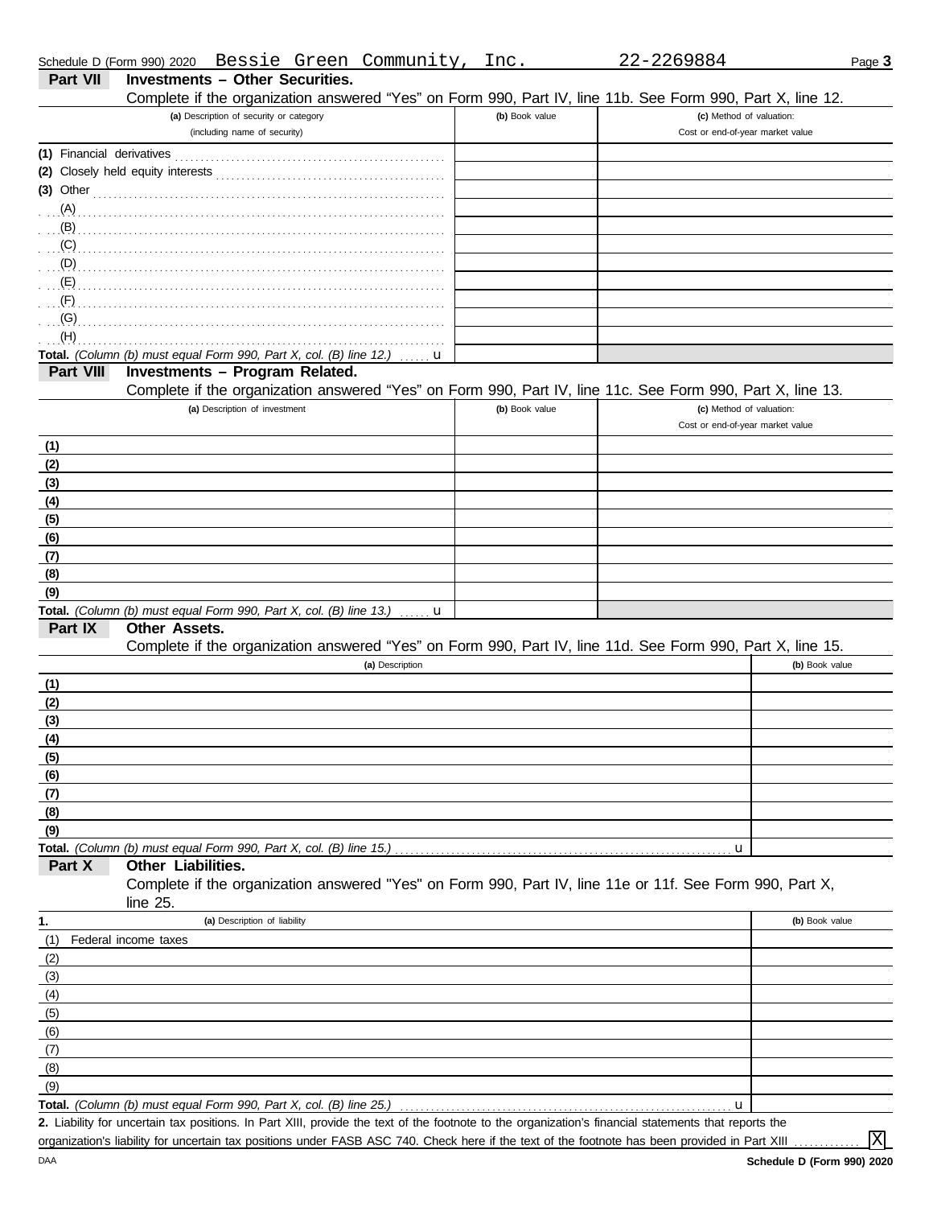Schedule D (Form 990) 2020 Bessie Green Community, Inc. 22-2269884

## Part VII Investments – Other Securities.

Complete if the organization answered "Yes" on Form 990, Part IV, line 11b. See Form 990, Part X, line 12.

| (a) Description of security or category (including name of security) | (b) Book value | (c) Method of valuation: Cost or end-of-year market value |
|---|---|---|
| (1) Financial derivatives | | |
| (2) Closely held equity interests | | |
| (3) Other | | |
| (A) | | |
| (B) | | |
| (C) | | |
| (D) | | |
| (E) | | |
| (F) | | |
| (G) | | |
| (H) | | |
| **Total.** *(Column (b) must equal Form 990, Part X, col. (B) line 12.)* u | | |

## Part VIII Investments – Program Related.

Complete if the organization answered "Yes" on Form 990, Part IV, line 11c. See Form 990, Part X, line 13.

| (a) Description of investment | (b) Book value | (c) Method of valuation: Cost or end-of-year market value |
|---|---|---|
| (1) | | |
| (2) | | |
| (3) | | |
| (4) | | |
| (5) | | |
| (6) | | |
| (7) | | |
| (8) | | |
| (9) | | |
| **Total.** *(Column (b) must equal Form 990, Part X, col. (B) line 13.)* u | | |

## Part IX Other Assets.

Complete if the organization answered "Yes" on Form 990, Part IV, line 11d. See Form 990, Part X, line 15.

| (a) Description | (b) Book value |
|---|---|
| (1) | |
| (2) | |
| (3) | |
| (4) | |
| (5) | |
| (6) | |
| (7) | |
| (8) | |
| (9) | |
| **Total.** *(Column (b) must equal Form 990, Part X, col. (B) line 15.)* u | |

## Part X Other Liabilities.

Complete if the organization answered "Yes" on Form 990, Part IV, line 11e or 11f. See Form 990, Part X, line 25.

| 1. (a) Description of liability | (b) Book value |
|---|---|
| (1) Federal income taxes | |
| (2) | |
| (3) | |
| (4) | |
| (5) | |
| (6) | |
| (7) | |
| (8) | |
| (9) | |
| **Total.** *(Column (b) must equal Form 990, Part X, col. (B) line 25.)* u | |

**2.** Liability for uncertain tax positions. In Part XIII, provide the text of the footnote to the organization's financial statements that reports the organization's liability for uncertain tax positions under FASB ASC 740. Check here if the text of the footnote has been provided in Part XIII ☒

DAA **Schedule D (Form 990) 2020**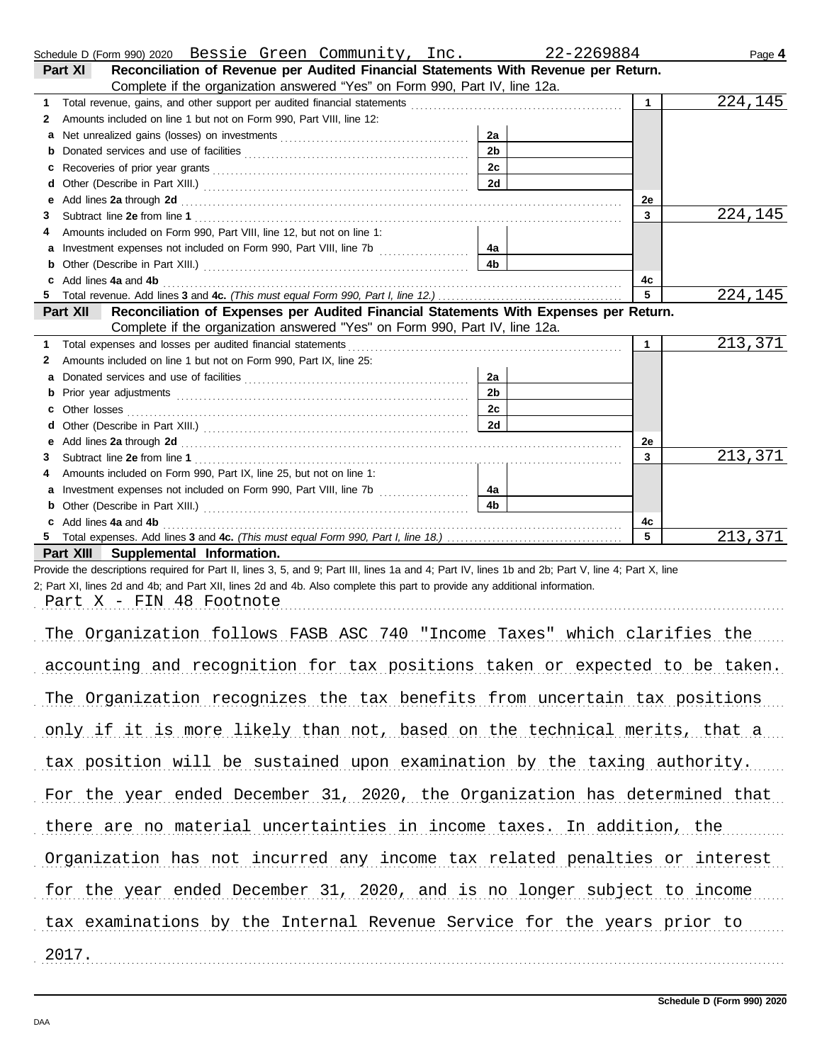Schedule D (Form 990) 2020 Bessie Green Community, Inc. 22-2269884

## Part XI Reconciliation of Revenue per Audited Financial Statements With Revenue per Return.

Complete if the organization answered "Yes" on Form 990, Part IV, line 12a.

| | | | | | |
|---|---|---|---|---|---|
| 1 | Total revenue, gains, and other support per audited financial statements | | | 1 | 224,145 |
| 2 | Amounts included on line 1 but not on Form 990, Part VIII, line 12: | | | | |
| a | Net unrealized gains (losses) on investments | 2a | | | |
| b | Donated services and use of facilities | 2b | | | |
| c | Recoveries of prior year grants | 2c | | | |
| d | Other (Describe in Part XIII.) | 2d | | | |
| e | Add lines 2a through 2d | | | 2e | |
| 3 | Subtract line 2e from line 1 | | | 3 | 224,145 |
| 4 | Amounts included on Form 990, Part VIII, line 12, but not on line 1: | | | | |
| a | Investment expenses not included on Form 990, Part VIII, line 7b | 4a | | | |
| b | Other (Describe in Part XIII.) | 4b | | | |
| c | Add lines 4a and 4b | | | 4c | |
| 5 | Total revenue. Add lines 3 and 4c. *(This must equal Form 990, Part I, line 12.)* | | | 5 | 224,145 |

## Part XII Reconciliation of Expenses per Audited Financial Statements With Expenses per Return.

Complete if the organization answered "Yes" on Form 990, Part IV, line 12a.

| | | | | | |
|---|---|---|---|---|---|
| 1 | Total expenses and losses per audited financial statements | | | 1 | 213,371 |
| 2 | Amounts included on line 1 but not on Form 990, Part IX, line 25: | | | | |
| a | Donated services and use of facilities | 2a | | | |
| b | Prior year adjustments | 2b | | | |
| c | Other losses | 2c | | | |
| d | Other (Describe in Part XIII.) | 2d | | | |
| e | Add lines 2a through 2d | | | 2e | |
| 3 | Subtract line 2e from line 1 | | | 3 | 213,371 |
| 4 | Amounts included on Form 990, Part IX, line 25, but not on line 1: | | | | |
| a | Investment expenses not included on Form 990, Part VIII, line 7b | 4a | | | |
| b | Other (Describe in Part XIII.) | 4b | | | |
| c | Add lines 4a and 4b | | | 4c | |
| 5 | Total expenses. Add lines 3 and 4c. *(This must equal Form 990, Part I, line 18.)* | | | 5 | 213,371 |

## Part XIII Supplemental Information.

Provide the descriptions required for Part II, lines 3, 5, and 9; Part III, lines 1a and 4; Part IV, lines 1b and 2b; Part V, line 4; Part X, line 2; Part XI, lines 2d and 4b; and Part XII, lines 2d and 4b. Also complete this part to provide any additional information.

Part X - FIN 48 Footnote

The Organization follows FASB ASC 740 "Income Taxes" which clarifies the accounting and recognition for tax positions taken or expected to be taken. The Organization recognizes the tax benefits from uncertain tax positions only if it is more likely than not, based on the technical merits, that a tax position will be sustained upon examination by the taxing authority. For the year ended December 31, 2020, the Organization has determined that there are no material uncertainties in income taxes. In addition, the Organization has not incurred any income tax related penalties or interest for the year ended December 31, 2020, and is no longer subject to income tax examinations by the Internal Revenue Service for the years prior to 2017.

Schedule D (Form 990) 2020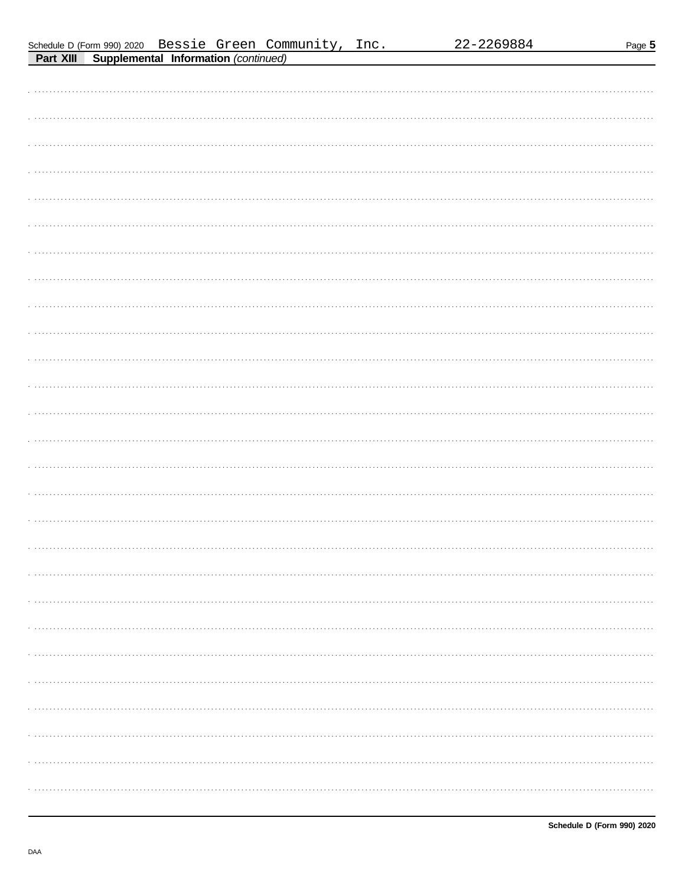Schedule D (Form 990) 2020 Bessie Green Community, Inc. 22-2269884

**Part XIII Supplemental Information** *(continued)*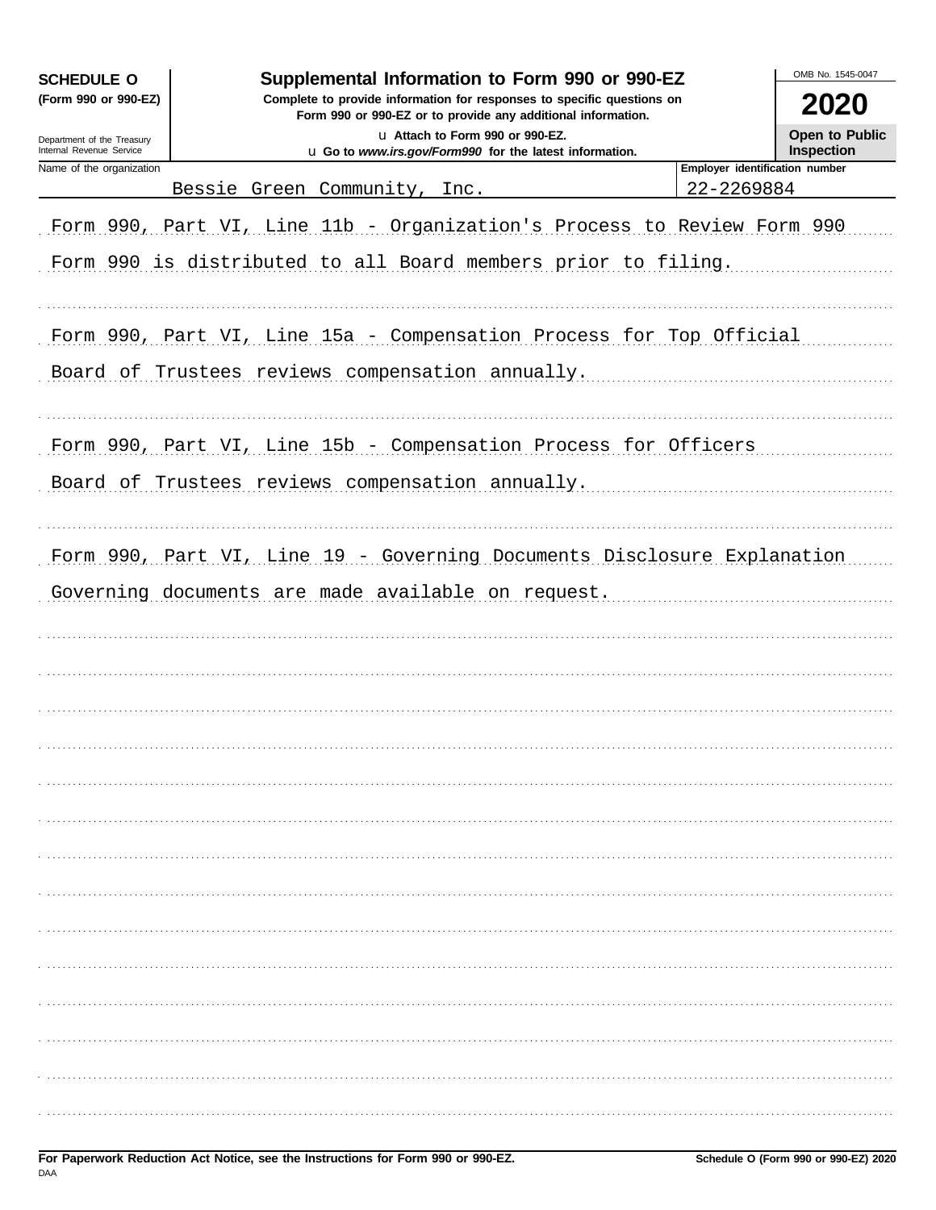**SCHEDULE O** (Form 990 or 990-EZ)

Department of the Treasury
Internal Revenue Service

# Supplemental Information to Form 990 or 990-EZ

**Complete to provide information for responses to specific questions on Form 990 or 990-EZ or to provide any additional information.**

u Attach to Form 990 or 990-EZ.

u Go to *www.irs.gov/Form990* for the latest information.

OMB No. 1545-0047

**2020**

**Open to Public Inspection**

| Name of the organization | Employer identification number |
|---|---|
| Bessie Green Community, Inc. | 22-2269884 |

Form 990, Part VI, Line 11b - Organization's Process to Review Form 990

Form 990 is distributed to all Board members prior to filing.

Form 990, Part VI, Line 15a - Compensation Process for Top Official

Board of Trustees reviews compensation annually.

Form 990, Part VI, Line 15b - Compensation Process for Officers

Board of Trustees reviews compensation annually.

Form 990, Part VI, Line 19 - Governing Documents Disclosure Explanation

Governing documents are made available on request.

**For Paperwork Reduction Act Notice, see the Instructions for Form 990 or 990-EZ.** **Schedule O (Form 990 or 990-EZ) 2020**

DAA